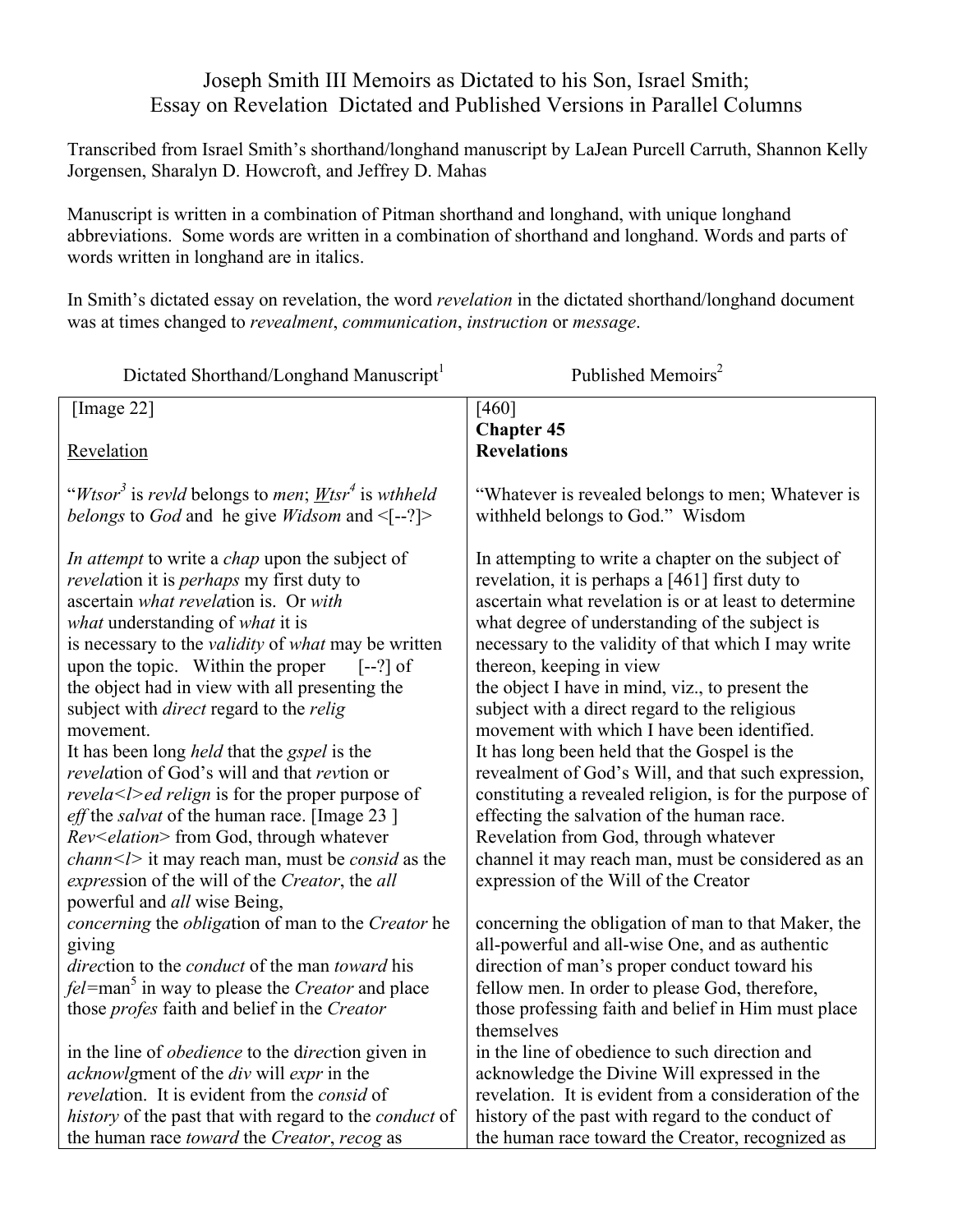# Joseph Smith III Memoirs as Dictated to his Son, Israel Smith; Essay on Revelation Dictated and Published Versions in Parallel Columns

Transcribed from Israel Smith's shorthand/longhand manuscript by LaJean Purcell Carruth, Shannon Kelly Jorgensen, Sharalyn D. Howcroft, and Jeffrey D. Mahas

Manuscript is written in a combination of Pitman shorthand and longhand, with unique longhand abbreviations. Some words are written in a combination of shorthand and longhand. Words and parts of words written in longhand are in italics.

In Smith's dictated essay on revelation, the word *revelation* in the dictated shorthand/longhand document was at times changed to *revealment*, *communication*, *instruction* or *message*.

| Dictated Shorthand/Longhand Manuscript[1] | Published Memoirs[2] |
|---|---|
| [Image 22]<br><br>Revelation | [460]<br>**Chapter 45**<br>**Revelations** |
| "*Wtsor*[3] is *revld* belongs to *men*; *Wtsr*[4] is *wthheld belongs* to *God* and he give *Widsom* and <[--?]> | "Whatever is revealed belongs to men; Whatever is withheld belongs to God." Wisdom |
| *In attempt* to write a *chap* upon the subject of *revela*tion it is *perhaps* my first duty to ascertain *what revela*tion is. Or *with what* understanding of *what* it is is necessary to the *validity* of *what* may be written upon the topic. Within the proper [--?] of the object had in view with all presenting the subject with *direct* regard to the *relig* movement. | In attempting to write a chapter on the subject of revelation, it is perhaps a [461] first duty to ascertain what revelation is or at least to determine what degree of understanding of the subject is necessary to the validity of that which I may write thereon, keeping in view the object I have in mind, viz., to present the subject with a direct regard to the religious movement with which I have been identified. |
| It has been long *held* that the *gspel* is the *revela*tion of God's will and that *rev*tion or *revela<l>ed relign* is for the proper purpose of *eff* the *salvat* of the human race. [Image 23 ] | It has long been held that the Gospel is the revealment of God's Will, and that such expression, constituting a revealed religion, is for the purpose of effecting the salvation of the human race. |
| *Rev<elation>* from God, through whatever *chann<l>* it may reach man, must be *consid* as the *expres*sion of the will of the *Creator*, the *all* powerful and *all* wise Being, | Revelation from God, through whatever channel it may reach man, must be considered as an expression of the Will of the Creator |
| *concerning* the *obliga*tion of man to the *Creator* he giving *direc*tion to the *conduct* of the man *toward* his *fel*=man[5] in way to please the *Creator* and place those *profes* faith and belief in the *Creator* | concerning the obligation of man to that Maker, the all-powerful and all-wise One, and as authentic direction of man's proper conduct toward his fellow men. In order to please God, therefore, those professing faith and belief in Him must place themselves |
| in the line of *obedience* to the d*irec*tion given in *acknowlg*ment of the *div* will *expr* in the *revela*tion. It is evident from the *consid* of *history* of the past that with regard to the *conduct* of the human race *toward* the *Creator*, *recog* as | in the line of obedience to such direction and acknowledge the Divine Will expressed in the revelation. It is evident from a consideration of the history of the past with regard to the conduct of the human race toward the Creator, recognized as |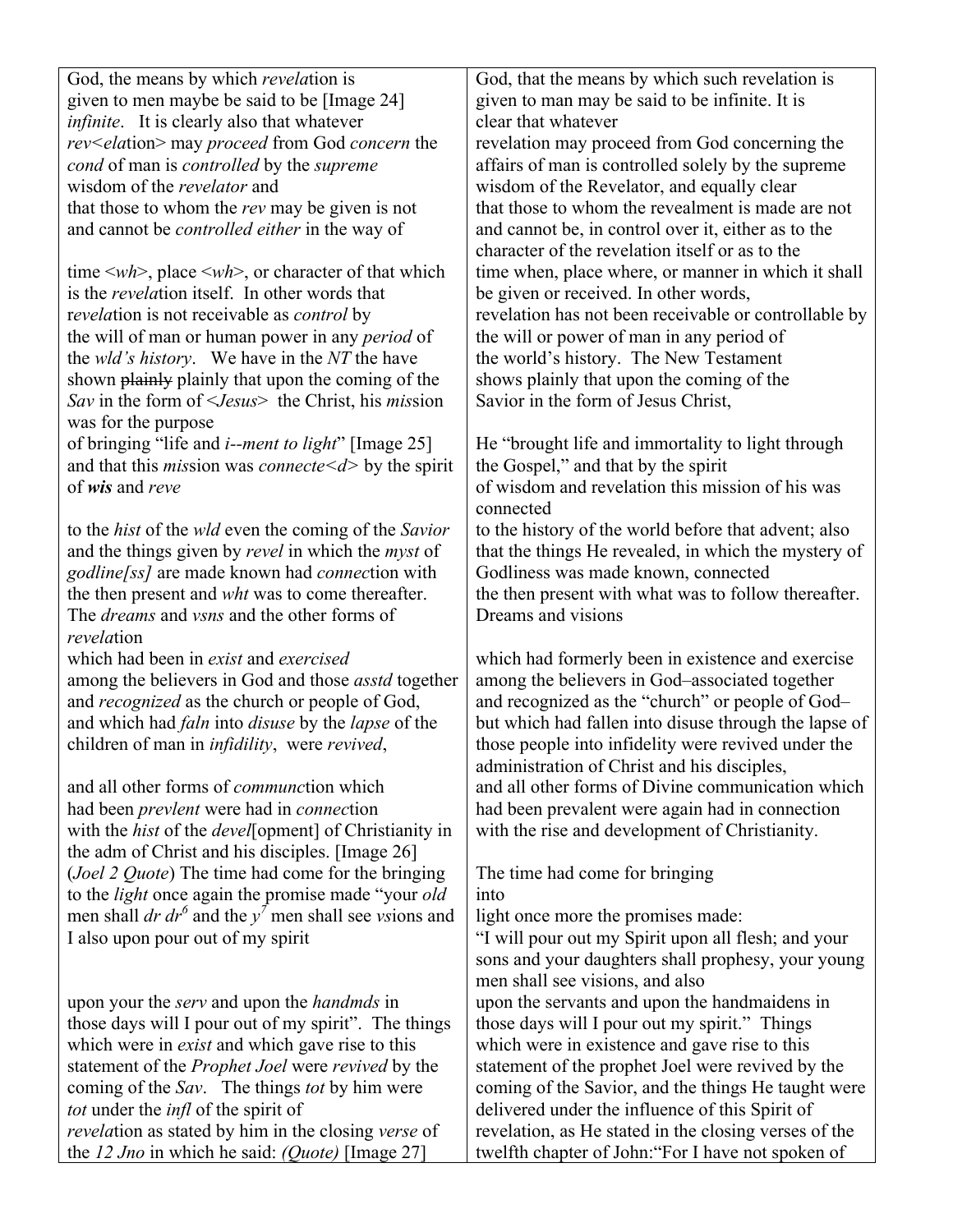| | |
|---|---|
| God, the means by which *revela*tion is given to men maybe be said to be [Image 24] *infinite*. It is clearly also that whatever *rev<ela*tion> may *proceed* from God *concern* the *cond* of man is *controlled* by the *supreme* wisdom of the *revelator* and that those to whom the *rev* may be given is not and cannot be *controlled either* in the way of | God, that the means by which such revelation is given to man may be said to be infinite. It is clear that whatever revelation may proceed from God concerning the affairs of man is controlled solely by the supreme wisdom of the Revelator, and equally clear that those to whom the revealment is made are not and cannot be, in control over it, either as to the character of the revelation itself or as to the |
| time <*wh*>, place <*wh*>, or character of that which is the *revela*tion itself. In other words that r*evela*tion is not receivable as *control* by the will of man or human power in any *period* of the *wld's history*. We have in the *NT* the have shown ~~plainly~~ plainly that upon the coming of the *Sav* in the form of <*Jesus*> the Christ, his *mis*sion was for the purpose | time when, place where, or manner in which it shall be given or received. In other words, revelation has not been receivable or controllable by the will or power of man in any period of the world's history. The New Testament shows plainly that upon the coming of the Savior in the form of Jesus Christ, |
| of bringing "life and *i--ment to light*" [Image 25] and that this *mis*sion was *connecte<d>* by the spirit of ***wis*** and *reve* | He "brought life and immortality to light through the Gospel," and that by the spirit of wisdom and revelation this mission of his was connected |
| to the *hist* of the *wld* even the coming of the *Savior* and the things given by *revel* in which the *myst* of *godline[ss]* are made known had *connec*tion with the then present and *wht* was to come thereafter. The *dreams* and *vsns* and the other forms of *revela*tion | to the history of the world before that advent; also that the things He revealed, in which the mystery of Godliness was made known, connected the then present with what was to follow thereafter. Dreams and visions |
| which had been in *exist* and *exercised* among the believers in God and those *asstd* together and *recognized* as the church or people of God, and which had *faln* into *disuse* by the *lapse* of the children of man in *infidility*, were *revived*, | which had formerly been in existence and exercise among the believers in God–associated together and recognized as the "church" or people of God–but which had fallen into disuse through the lapse of those people into infidelity were revived under the administration of Christ and his disciples, |
| and all other forms of *communc*tion which had been *prevlent* were had in *connec*tion with the *hist* of the *devel*[opment] of Christianity in the adm of Christ and his disciples. [Image 26] (*Joel 2 Quote*) The time had come for the bringing to the *light* once again the promise made "your *old* men shall *dr dr*[6] and the *y*[7] men shall see *vs*ions and I also upon pour out of my spirit | and all other forms of Divine communication which had been prevalent were again had in connection with the rise and development of Christianity. The time had come for bringing into light once more the promises made: "I will pour out my Spirit upon all flesh; and your sons and your daughters shall prophesy, your young men shall see visions, and also |
| upon your the *serv* and upon the *handmds* in those days will I pour out of my spirit". The things which were in *exist* and which gave rise to this statement of the *Prophet Joel* were *revived* by the coming of the *Sav*. The things *tot* by him were *tot* under the *infl* of the spirit of *revela*tion as stated by him in the closing *verse* of the *12 Jno* in which he said: *(Quote)* [Image 27] | upon the servants and upon the handmaidens in those days will I pour out my spirit." Things which were in existence and gave rise to this statement of the prophet Joel were revived by the coming of the Savior, and the things He taught were delivered under the influence of this Spirit of revelation, as He stated in the closing verses of the twelfth chapter of John:"For I have not spoken of |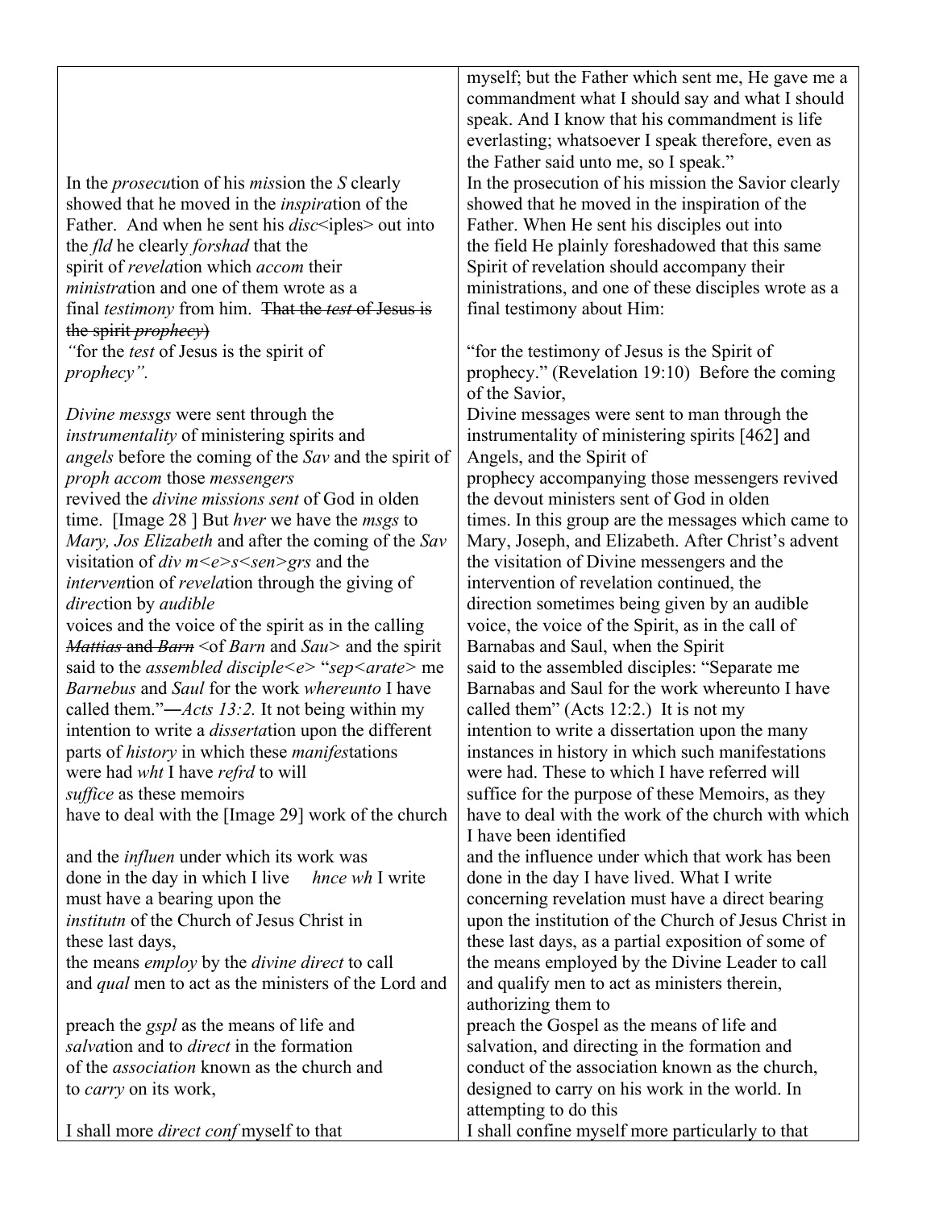| | |
|---|---|
| | myself; but the Father which sent me, He gave me a commandment what I should say and what I should speak. And I know that his commandment is life everlasting; whatsoever I speak therefore, even as the Father said unto me, so I speak." |
| In the *prosecu*tion of his *mis*sion the *S* clearly showed that he moved in the *inspira*tion of the Father. And when he sent his *disc*<iples> out into the *fld* he clearly *forshad* that the spirit of *revela*tion which *accom* their *ministra*tion and one of them wrote as a final *testimony* from him. ~~That the *test* of Jesus is the spirit *prophecy*)~~ *"*for the *test* of Jesus is the spirit of *prophecy".* | In the prosecution of his mission the Savior clearly showed that he moved in the inspiration of the Father. When He sent his disciples out into the field He plainly foreshadowed that this same Spirit of revelation should accompany their ministrations, and one of these disciples wrote as a final testimony about Him: "for the testimony of Jesus is the Spirit of prophecy." (Revelation 19:10) Before the coming of the Savior, |
| *Divine messgs* were sent through the *instrumentality* of ministering spirits and *angels* before the coming of the *Sav* and the spirit of *proph accom* those *messengers* revived the *divine missions sent* of God in olden time. [Image 28 ] But *hver* we have the *msgs* to *Mary, Jos Elizabeth* and after the coming of the *Sav* visitation of *div m<e>s<sen>grs* and the *interven*tion of *revela*tion through the giving of *direc*tion by *audible* voices and the voice of the spirit as in the calling ~~*Mattias* and *Barn*~~ <of *Barn* and *Sau*> and the spirit said to the *assembled disciple<e>* "*sep<arate>* me *Barnebus* and *Saul* for the work *whereunto* I have called them."―*Acts 13:2.* It not being within my intention to write a *disserta*tion upon the different parts of *history* in which these *manifes*tations were had *wht* I have *refrd* to will *suffice* as these memoirs have to deal with the [Image 29] work of the church | Divine messages were sent to man through the instrumentality of ministering spirits [462] and Angels, and the Spirit of prophecy accompanying those messengers revived the devout ministers sent of God in olden times. In this group are the messages which came to Mary, Joseph, and Elizabeth. After Christ's advent the visitation of Divine messengers and the intervention of revelation continued, the direction sometimes being given by an audible voice, the voice of the Spirit, as in the call of Barnabas and Saul, when the Spirit said to the assembled disciples: "Separate me Barnabas and Saul for the work whereunto I have called them" (Acts 12:2.) It is not my intention to write a dissertation upon the many instances in history in which such manifestations were had. These to which I have referred will suffice for the purpose of these Memoirs, as they have to deal with the work of the church with which I have been identified |
| and the *influen* under which its work was done in the day in which I live *hnce wh* I write must have a bearing upon the *institutn* of the Church of Jesus Christ in these last days, the means *employ* by the *divine direct* to call and *qual* men to act as the ministers of the Lord and | and the influence under which that work has been done in the day I have lived. What I write concerning revelation must have a direct bearing upon the institution of the Church of Jesus Christ in these last days, as a partial exposition of some of the means employed by the Divine Leader to call and qualify men to act as ministers therein, authorizing them to |
| preach the *gspl* as the means of life and *salva*tion and to *direct* in the formation of the *association* known as the church and to *carry* on its work, | preach the Gospel as the means of life and salvation, and directing in the formation and conduct of the association known as the church, designed to carry on his work in the world. In attempting to do this |
| I shall more *direct conf* myself to that | I shall confine myself more particularly to that |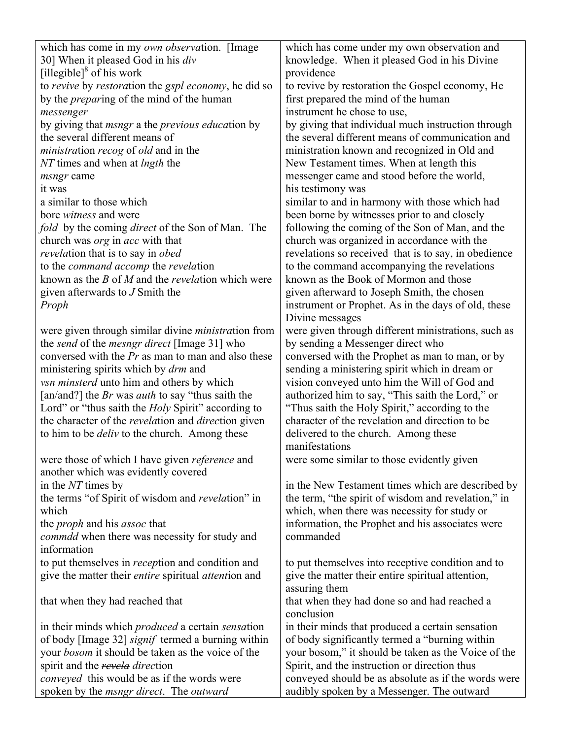| | |
|---|---|
| which has come in my *own observa*tion. [Image 30] When it pleased God in his *div* [illegible][8] of his work | which has come under my own observation and knowledge. When it pleased God in his Divine providence |
| to *revive* by *restora*tion the *gspl economy*, he did so by the *prepar*ing of the mind of the human *messenger* | to revive by restoration the Gospel economy, He first prepared the mind of the human instrument he chose to use, |
| by giving that *msngr* a ~~the~~ *previous educa*tion by the several different means of *ministra*tion *recog* of *old* and in the *NT* times and when at *lngth* the *msngr* came | by giving that individual much instruction through the several different means of communication and ministration known and recognized in Old and New Testament times. When at length this messenger came and stood before the world, |
| it was | his testimony was |
| a similar to those which bore *witness* and were *fold* by the coming *direct* of the Son of Man. The church was *org* in *acc* with that *revela*tion that is to say in *obed* to the *command accomp* the *revela*tion known as the *B* of *M* and the *revela*tion which were given afterwards to *J* Smith the *Proph* | similar to and in harmony with those which had been borne by witnesses prior to and closely following the coming of the Son of Man, and the church was organized in accordance with the revelations so received–that is to say, in obedience to the command accompanying the revelations known as the Book of Mormon and those given afterward to Joseph Smith, the chosen instrument or Prophet. As in the days of old, these Divine messages |
| were given through similar divine *ministra*tion from the *send* of the *mesngr direct* [Image 31] who conversed with the *Pr* as man to man and also these ministering spirits which by *drm* and *vsn minsterd* unto him and others by which [an/and?] the *Br* was *auth* to say "thus saith the Lord" or "thus saith the *Holy* Spirit" according to the character of the *revela*tion and *direc*tion given to him to be *deliv* to the church. Among these | were given through different ministrations, such as by sending a Messenger direct who conversed with the Prophet as man to man, or by sending a ministering spirit which in dream or vision conveyed unto him the Will of God and authorized him to say, "This saith the Lord," or "Thus saith the Holy Spirit," according to the character of the revelation and direction to be delivered to the church. Among these manifestations |
| were those of which I have given *reference* and another which was evidently covered | were some similar to those evidently given |
| in the *NT* times by the terms "of Spirit of wisdom and *revela*tion" in which the *proph* and his *assoc* that *commdd* when there was necessity for study and information | in the New Testament times which are described by the term, "the spirit of wisdom and revelation," in which, when there was necessity for study or information, the Prophet and his associates were commanded |
| to put themselves in *recep*tion and condition and give the matter their *entire* spiritual *attent*ion and | to put themselves into receptive condition and to give the matter their entire spiritual attention, assuring them |
| that when they had reached that | that when they had done so and had reached a conclusion |
| in their minds which *produced* a certain *sensa*tion of body [Image 32] *signif* termed a burning within your *bosom* it should be taken as the voice of the spirit and the ~~*revela*~~ *direc*tion *conveyed* this would be as if the words were spoken by the *msngr direct*. The *outward* | in their minds that produced a certain sensation of body significantly termed a "burning within your bosom," it should be taken as the Voice of the Spirit, and the instruction or direction thus conveyed should be as absolute as if the words were audibly spoken by a Messenger. The outward |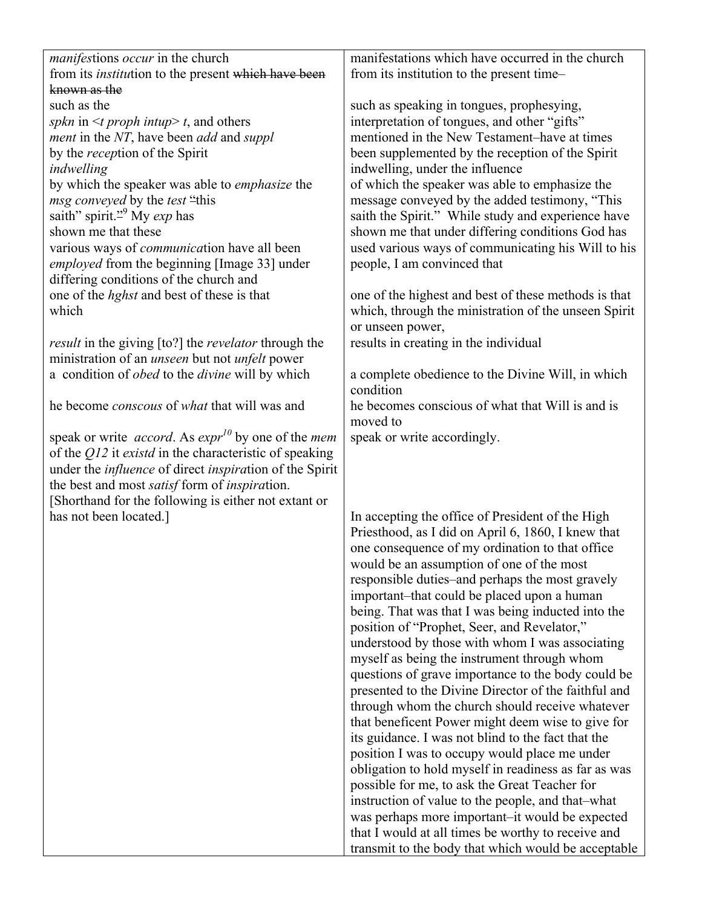| | |
|---|---|
| *manifes*tions *occur* in the church<br>from its *institu*tion to the present ~~which have been known as the~~<br>such as the<br>*spkn* in <*t proph intup*> *t*, and others<br>*ment* in the *NT*, have been *add* and *suppl*<br>by the *recep*tion of the Spirit<br>*indwelling*<br>by which the speaker was able to *emphasize* the<br>*msg conveyed* by the *test* "this<br>saith" spirit."[9] My *exp* has<br>shown me that these<br>various ways of *communica*tion have all been<br>*employed* from the beginning [Image 33] under<br>differing conditions of the church and<br>one of the *hghst* and best of these is that<br>which<br><br>*result* in the giving [to?] the *revelator* through the<br>ministration of an *unseen* but not *unfelt* power<br>a condition of *obed* to the *divine* will by which<br><br>he become *conscous* of *what* that will was and<br><br>speak or write *accord*. As *expr*[10] by one of the *mem*<br>of the *Q12* it *existd* in the characteristic of speaking<br>under the *influence* of direct *inspira*tion of the Spirit<br>the best and most *satisf* form of *inspira*tion.<br>[Shorthand for the following is either not extant or<br>has not been located.] | manifestations which have occurred in the church<br>from its institution to the present time–<br><br>such as speaking in tongues, prophesying,<br>interpretation of tongues, and other "gifts"<br>mentioned in the New Testament–have at times<br>been supplemented by the reception of the Spirit<br>indwelling, under the influence<br>of which the speaker was able to emphasize the<br>message conveyed by the added testimony, "This<br>saith the Spirit." While study and experience have<br>shown me that under differing conditions God has<br>used various ways of communicating his Will to his<br>people, I am convinced that<br><br>one of the highest and best of these methods is that<br>which, through the ministration of the unseen Spirit<br>or unseen power,<br>results in creating in the individual<br><br>a complete obedience to the Divine Will, in which<br>condition<br>he becomes conscious of what that Will is and is<br>moved to<br>speak or write accordingly.<br><br><br><br><br><br>In accepting the office of President of the High<br>Priesthood, as I did on April 6, 1860, I knew that<br>one consequence of my ordination to that office<br>would be an assumption of one of the most<br>responsible duties–and perhaps the most gravely<br>important–that could be placed upon a human<br>being. That was that I was being inducted into the<br>position of "Prophet, Seer, and Revelator,"<br>understood by those with whom I was associating<br>myself as being the instrument through whom<br>questions of grave importance to the body could be<br>presented to the Divine Director of the faithful and<br>through whom the church should receive whatever<br>that beneficent Power might deem wise to give for<br>its guidance. I was not blind to the fact that the<br>position I was to occupy would place me under<br>obligation to hold myself in readiness as far as was<br>possible for me, to ask the Great Teacher for<br>instruction of value to the people, and that–what<br>was perhaps more important–it would be expected<br>that I would at all times be worthy to receive and<br>transmit to the body that which would be acceptable |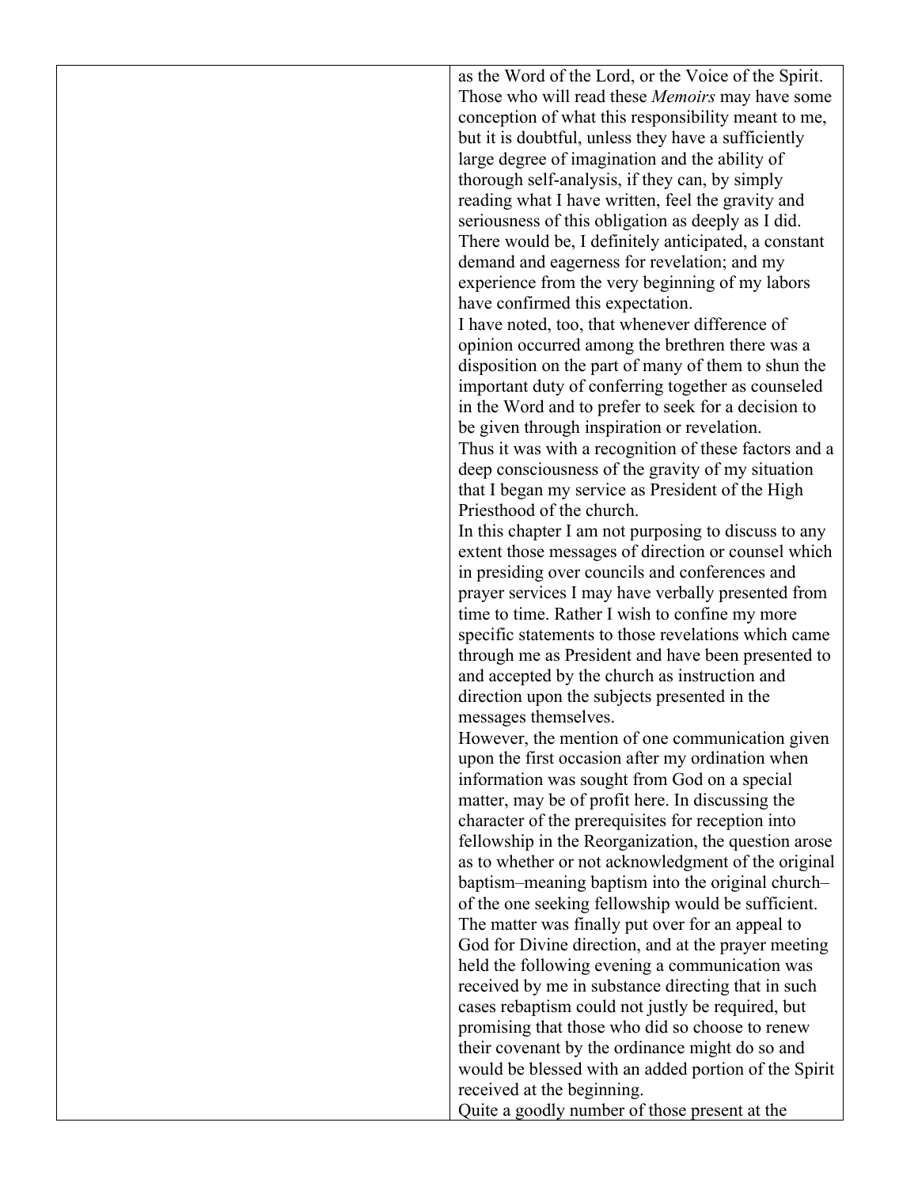as the Word of the Lord, or the Voice of the Spirit. Those who will read these *Memoirs* may have some conception of what this responsibility meant to me, but it is doubtful, unless they have a sufficiently large degree of imagination and the ability of thorough self-analysis, if they can, by simply reading what I have written, feel the gravity and seriousness of this obligation as deeply as I did. There would be, I definitely anticipated, a constant demand and eagerness for revelation; and my experience from the very beginning of my labors have confirmed this expectation.

I have noted, too, that whenever difference of opinion occurred among the brethren there was a disposition on the part of many of them to shun the important duty of conferring together as counseled in the Word and to prefer to seek for a decision to be given through inspiration or revelation.

Thus it was with a recognition of these factors and a deep consciousness of the gravity of my situation that I began my service as President of the High Priesthood of the church.

In this chapter I am not purposing to discuss to any extent those messages of direction or counsel which in presiding over councils and conferences and prayer services I may have verbally presented from time to time. Rather I wish to confine my more specific statements to those revelations which came through me as President and have been presented to and accepted by the church as instruction and direction upon the subjects presented in the messages themselves.

However, the mention of one communication given upon the first occasion after my ordination when information was sought from God on a special matter, may be of profit here. In discussing the character of the prerequisites for reception into fellowship in the Reorganization, the question arose as to whether or not acknowledgment of the original baptism–meaning baptism into the original church–of the one seeking fellowship would be sufficient. The matter was finally put over for an appeal to God for Divine direction, and at the prayer meeting held the following evening a communication was received by me in substance directing that in such cases rebaptism could not justly be required, but promising that those who did so choose to renew their covenant by the ordinance might do so and would be blessed with an added portion of the Spirit received at the beginning.

Quite a goodly number of those present at the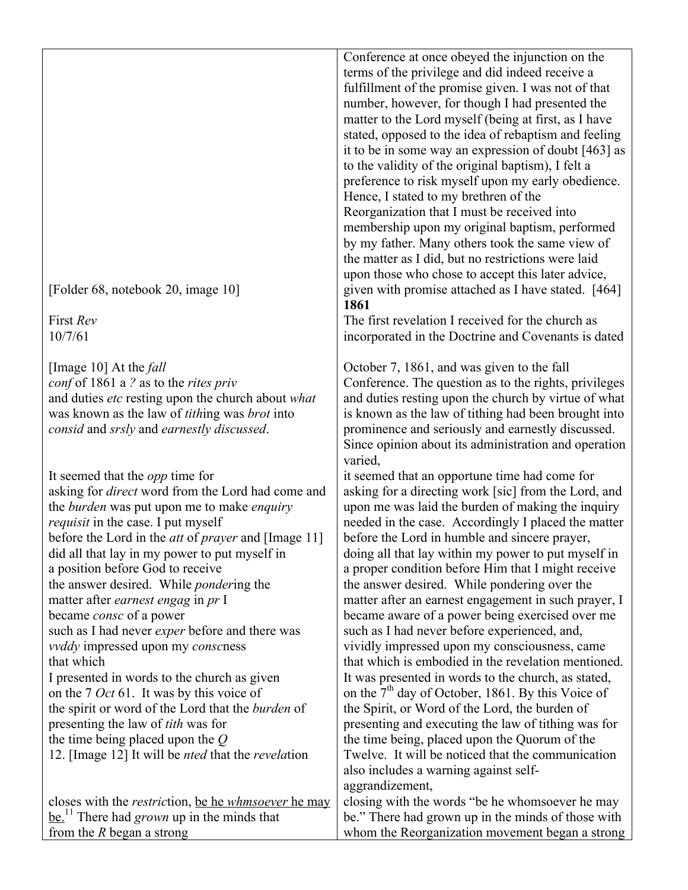| | |
|---|---|
| | Conference at once obeyed the injunction on the terms of the privilege and did indeed receive a fulfillment of the promise given. I was not of that number, however, for though I had presented the matter to the Lord myself (being at first, as I have stated, opposed to the idea of rebaptism and feeling it to be in some way an expression of doubt [463] as to the validity of the original baptism), I felt a preference to risk myself upon my early obedience. Hence, I stated to my brethren of the Reorganization that I must be received into membership upon my original baptism, performed by my father. Many others took the same view of the matter as I did, but no restrictions were laid upon those who chose to accept this later advice, |
| [Folder 68, notebook 20, image 10] | given with promise attached as I have stated. [464] **1861** |
| First *Rev* 10/7/61 | The first revelation I received for the church as incorporated in the Doctrine and Covenants is dated |
| [Image 10] At the *fall conf* of 1861 a *?* as to the *rites priv* and duties *etc* resting upon the church about *what* was known as the law of *tith*ing was *brot* into *consid* and *srsly* and *earnestly discussed*. | October 7, 1861, and was given to the fall Conference. The question as to the rights, privileges and duties resting upon the church by virtue of what is known as the law of tithing had been brought into prominence and seriously and earnestly discussed. Since opinion about its administration and operation varied, |
| It seemed that the *opp* time for asking for *direct* word from the Lord had come and the *burden* was put upon me to make *enquiry requisit* in the case. I put myself before the Lord in the *att* of *prayer* and [Image 11] did all that lay in my power to put myself in a position before God to receive the answer desired. While *ponder*ing the matter after *earnest engag* in *pr* I became *consc* of a power such as I had never *exper* before and there was *vvddy* impressed upon my *conscn*ess that which I presented in words to the church as given on the 7 *Oct* 61. It was by this voice of the spirit or word of the Lord that the *burden* of presenting the law of *tith* was for the time being placed upon the *Q* 12. [Image 12] It will be *nted* that the *revela*tion | it seemed that an opportune time had come for asking for a directing work [sic] from the Lord, and upon me was laid the burden of making the inquiry needed in the case. Accordingly I placed the matter before the Lord in humble and sincere prayer, doing all that lay within my power to put myself in a proper condition before Him that I might receive the answer desired. While pondering over the matter after an earnest engagement in such prayer, I became aware of a power being exercised over me such as I had never before experienced, and, vividly impressed upon my consciousness, came that which is embodied in the revelation mentioned. It was presented in words to the church, as stated, on the 7th day of October, 1861. By this Voice of the Spirit, or Word of the Lord, the burden of presenting and executing the law of tithing was for the time being, placed upon the Quorum of the Twelve. It will be noticed that the communication also includes a warning against self-aggrandizement, |
| closes with the *restric*tion, <u>be he *whmsoever* he may be.</u>[11] There had *grown* up in the minds that from the *R* began a strong | closing with the words "be he whomsoever he may be." There had grown up in the minds of those with whom the Reorganization movement began a strong |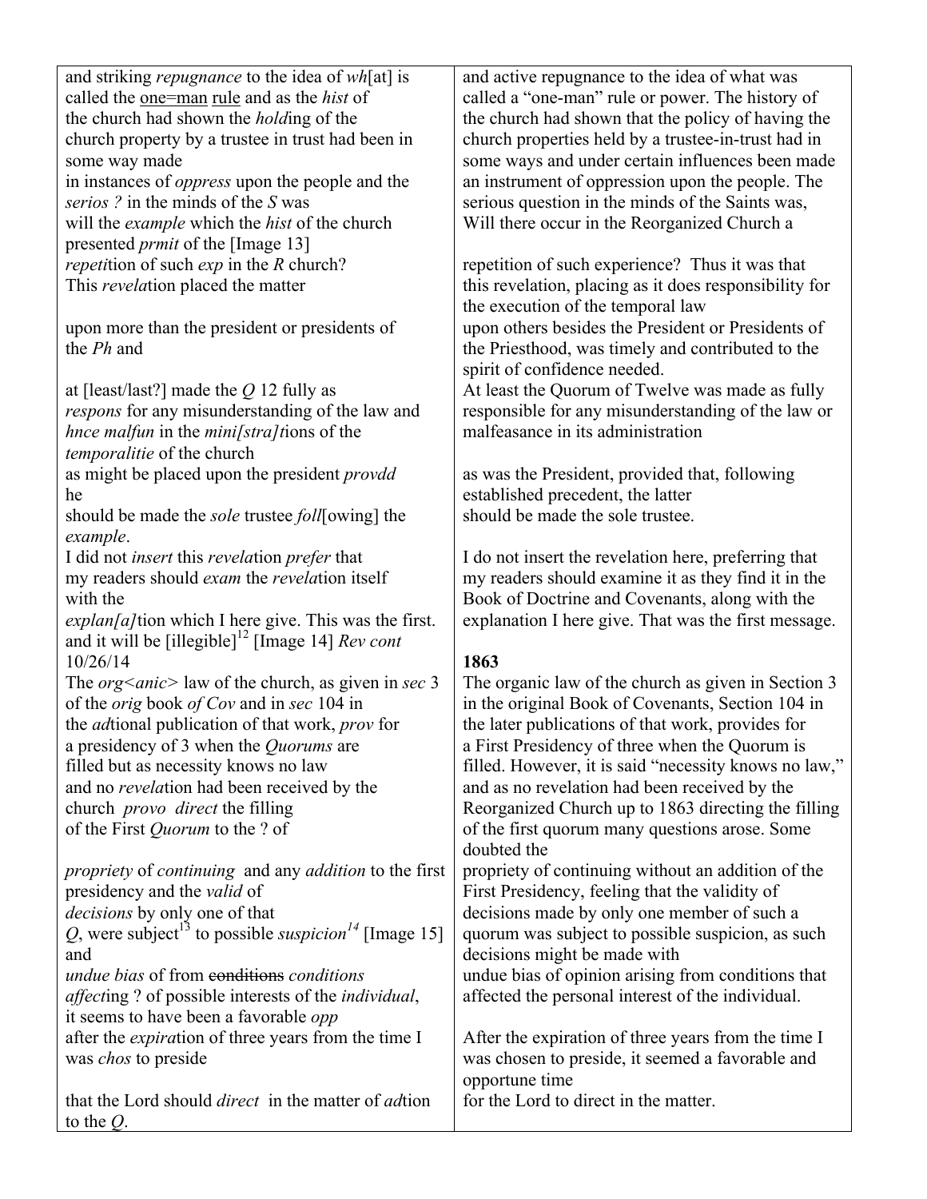| | |
|---|---|
| and striking *repugnance* to the idea of *wh*[at] is called the one=man rule and as the *hist* of the church had shown the *hold*ing of the church property by a trustee in trust had been in some way made in instances of *oppress* upon the people and the *serios ?* in the minds of the *S* was will the *example* which the *hist* of the church presented *prmit* of the [Image 13] *repeti*tion of such *exp* in the *R* church? This *revela*tion placed the matter | and active repugnance to the idea of what was called a "one-man" rule or power. The history of the church had shown that the policy of having the church properties held by a trustee-in-trust had in some ways and under certain influences been made an instrument of oppression upon the people. The serious question in the minds of the Saints was, Will there occur in the Reorganized Church a repetition of such experience? Thus it was that this revelation, placing as it does responsibility for the execution of the temporal law |
| upon more than the president or presidents of the *Ph* and | upon others besides the President or Presidents of the Priesthood, was timely and contributed to the spirit of confidence needed. |
| at [least/last?] made the *Q* 12 fully as *respons* for any misunderstanding of the law and *hnce malfun* in the *mini[stra]t*ions of the *temporalitie* of the church | At least the Quorum of Twelve was made as fully responsible for any misunderstanding of the law or malfeasance in its administration |
| as might be placed upon the president *provdd* he should be made the *sole* trustee *foll*[owing] the *example*. | as was the President, provided that, following established precedent, the latter should be made the sole trustee. |
| I did not *insert* this *revela*tion *prefer* that my readers should *exam* the *revela*tion itself with the *explan[a]t*ion which I here give. This was the first. and it will be [illegible][12] [Image 14] *Rev cont* 10/26/14 | I do not insert the revelation here, preferring that my readers should examine it as they find it in the Book of Doctrine and Covenants, along with the explanation I here give. That was the first message. |
| | **1863** |
| The *org<anic>* law of the church, as given in *sec* 3 of the *orig* book *of Cov* and in *sec* 104 in the *ad*tional publication of that work, *prov* for a presidency of 3 when the *Quorums* are filled but as necessity knows no law and no *revela*tion had been received by the church *provo* *direct* the filling of the First *Quorum* to the ? of | The organic law of the church as given in Section 3 in the original Book of Covenants, Section 104 in the later publications of that work, provides for a First Presidency of three when the Quorum is filled. However, it is said "necessity knows no law," and as no revelation had been received by the Reorganized Church up to 1863 directing the filling of the first quorum many questions arose. Some doubted the |
| *propriety* of *continuing* and any *addition* to the first presidency and the *valid* of *decisions* by only one of that *Q*, were subject[13] to possible *suspicion*[14] [Image 15] and *undue bias* of from ~~conditions~~ *conditions* *affect*ing ? of possible interests of the *individual*, | propriety of continuing without an addition of the First Presidency, feeling that the validity of decisions made by only one member of such a quorum was subject to possible suspicion, as such decisions might be made with undue bias of opinion arising from conditions that affected the personal interest of the individual. |
| it seems to have been a favorable *opp* after the *expira*tion of three years from the time I was *chos* to preside | After the expiration of three years from the time I was chosen to preside, it seemed a favorable and opportune time |
| that the Lord should *direct* in the matter of *ad*tion to the *Q*. | for the Lord to direct in the matter. |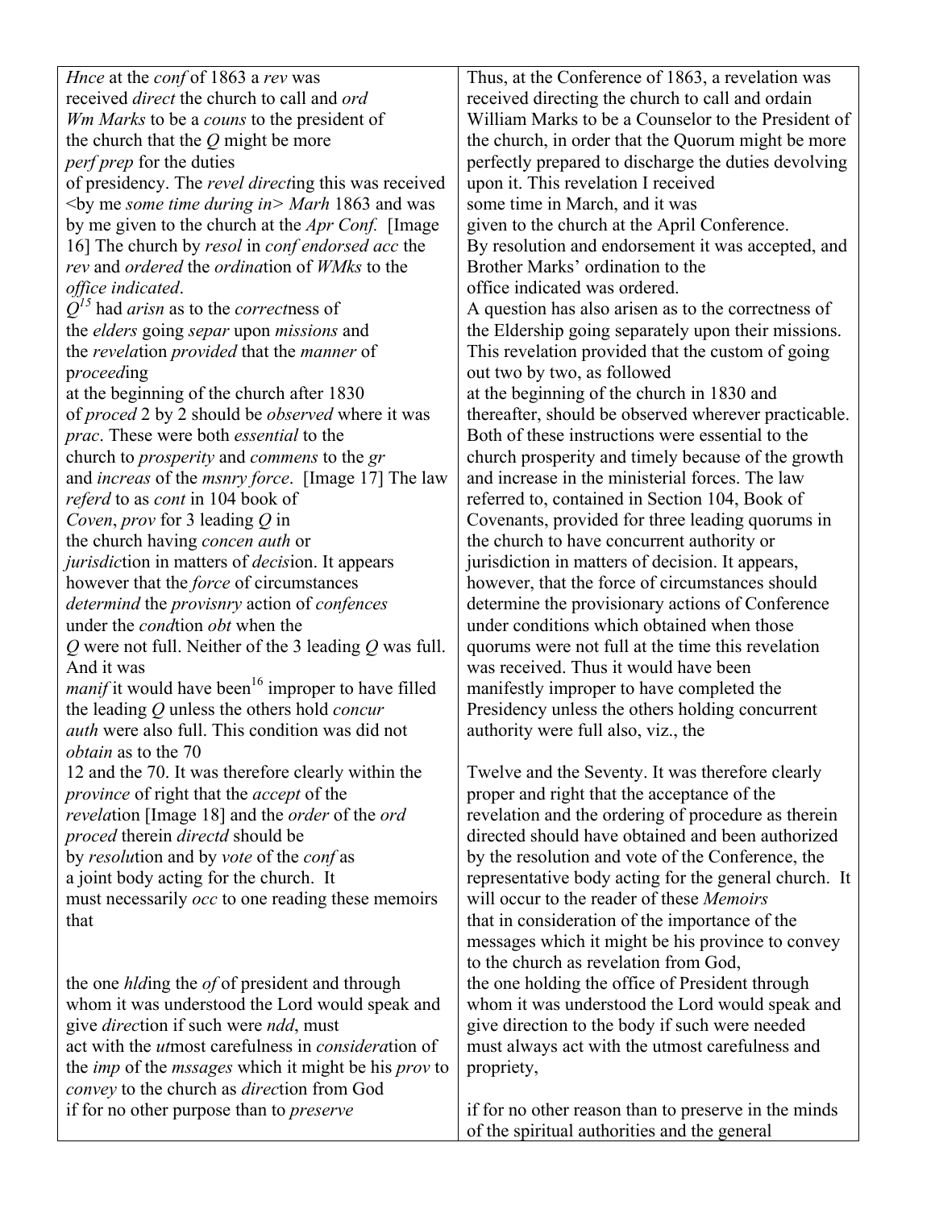| | |
|---|---|
| *Hnce* at the *conf* of 1863 a *rev* was received *direct* the church to call and *ord* *Wm Marks* to be a *couns* to the president of the church that the *Q* might be more *perf prep* for the duties of presidency. The *revel direct*ing this was received <by me *some time during in*> *Marh* 1863 and was by me given to the church at the *Apr Conf.* [Image 16] The church by *resol* in *conf endorsed acc* the *rev* and *ordered* the *ordina*tion of *WMks* to the *office indicated*. | Thus, at the Conference of 1863, a revelation was received directing the church to call and ordain William Marks to be a Counselor to the President of the church, in order that the Quorum might be more perfectly prepared to discharge the duties devolving upon it. This revelation I received some time in March, and it was given to the church at the April Conference. By resolution and endorsement it was accepted, and Brother Marks' ordination to the office indicated was ordered. |
| *Q*[15] had *arisn* as to the *correct*ness of the *elders* going *separ* upon *missions* and the *revela*tion *provided* that the *manner* of p*roceed*ing at the beginning of the church after 1830 of *proced* 2 by 2 should be *observed* where it was *prac*. These were both *essential* to the church to *prosperity* and *commens* to the *gr* and *increas* of the *msnry force*. [Image 17] The law *referd* to as *cont* in 104 book of *Coven*, *prov* for 3 leading *Q* in the church having *concen auth* or *jurisdic*tion in matters of *decis*ion. It appears however that the *force* of circumstances *determind* the *provisnry* action of *confences* under the *cond*tion *obt* when the *Q* were not full. Neither of the 3 leading *Q* was full. And it was *manif* it would have been[16] improper to have filled the leading *Q* unless the others hold *concur auth* were also full. This condition was did not *obtain* as to the 70 | A question has also arisen as to the correctness of the Eldership going separately upon their missions. This revelation provided that the custom of going out two by two, as followed at the beginning of the church in 1830 and thereafter, should be observed wherever practicable. Both of these instructions were essential to the church prosperity and timely because of the growth and increase in the ministerial forces. The law referred to, contained in Section 104, Book of Covenants, provided for three leading quorums in the church to have concurrent authority or jurisdiction in matters of decision. It appears, however, that the force of circumstances should determine the provisionary actions of Conference under conditions which obtained when those quorums were not full at the time this revelation was received. Thus it would have been manifestly improper to have completed the Presidency unless the others holding concurrent authority were full also, viz., the |
| 12 and the 70. It was therefore clearly within the *province* of right that the *accept* of the *revela*tion [Image 18] and the *order* of the *ord proced* therein *directd* should be by *resolu*tion and by *vote* of the *conf* as a joint body acting for the church. It must necessarily *occ* to one reading these memoirs that | Twelve and the Seventy. It was therefore clearly proper and right that the acceptance of the revelation and the ordering of procedure as therein directed should have obtained and been authorized by the resolution and vote of the Conference, the representative body acting for the general church. It will occur to the reader of these *Memoirs* that in consideration of the importance of the messages which it might be his province to convey to the church as revelation from God, |
| the one *hld*ing the *of* of president and through whom it was understood the Lord would speak and give *direc*tion if such were *ndd*, must act with the *ut*most carefulness in *considera*tion of the *imp* of the *mssages* which it might be his *prov* to *convey* to the church as *direc*tion from God if for no other purpose than to *preserve* | the one holding the office of President through whom it was understood the Lord would speak and give direction to the body if such were needed must always act with the utmost carefulness and propriety, if for no other reason than to preserve in the minds of the spiritual authorities and the general |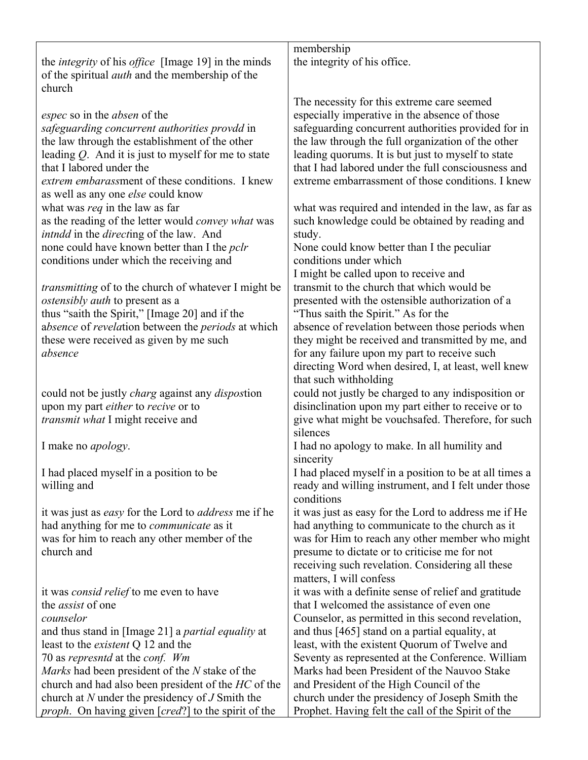| | |
|---|---|
| the *integrity* of his *office* [Image 19] in the minds of the spiritual *auth* and the membership of the church | membership<br>the integrity of his office. |
| *espec* so in the *absen* of the *safeguarding concurrent authorities provdd* in the law through the establishment of the other leading *Q*. And it is just to myself for me to state that I labored under the *extrem embarass*ment of these conditions. I knew as well as any one *else* could know | The necessity for this extreme care seemed especially imperative in the absence of those safeguarding concurrent authorities provided for in the law through the full organization of the other leading quorums. It is but just to myself to state that I had labored under the full consciousness and extreme embarrassment of those conditions. I knew |
| what was *req* in the law as far as the reading of the letter would *convey what* was *intndd* in the *direct*ing of the law. And none could have known better than I the *pclr* conditions under which the receiving and | what was required and intended in the law, as far as such knowledge could be obtained by reading and study.<br>None could know better than I the peculiar conditions under which |
| *transmitting* of to the church of whatever I might be *ostensibly auth* to present as a thus "saith the Spirit," [Image 20] and if the a*bsence* of *revela*tion between the *periods* at which these were received as given by me such *absence* | I might be called upon to receive and transmit to the church that which would be presented with the ostensible authorization of a "Thus saith the Spirit." As for the absence of revelation between those periods when they might be received and transmitted by me, and for any failure upon my part to receive such directing Word when desired, I, at least, well knew that such withholding |
| could not be justly *charg* against any *dispos*tion upon my part *either* to *recive* or to *transmit what* I might receive and | could not justly be charged to any indisposition or disinclination upon my part either to receive or to give what might be vouchsafed. Therefore, for such silences |
| I make no *apology*. | I had no apology to make. In all humility and sincerity |
| I had placed myself in a position to be willing and | I had placed myself in a position to be at all times a ready and willing instrument, and I felt under those conditions |
| it was just as *easy* for the Lord to *address* me if he had anything for me to *communicate* as it was for him to reach any other member of the church and | it was just as easy for the Lord to address me if He had anything to communicate to the church as it was for Him to reach any other member who might presume to dictate or to criticise me for not receiving such revelation. Considering all these matters, I will confess |
| it was *consid relief* to me even to have the *assist* of one *counselor* and thus stand in [Image 21] a *partial equality* at least to the *existent* Q 12 and the 70 as *represntd* at the *conf. Wm Marks* had been president of the *N* stake of the church and had also been president of the *HC* of the church at *N* under the presidency of *J* Smith the *proph*. On having given [*cred*?] to the spirit of the | it was with a definite sense of relief and gratitude that I welcomed the assistance of even one Counselor, as permitted in this second revelation, and thus [465] stand on a partial equality, at least, with the existent Quorum of Twelve and Seventy as represented at the Conference. William Marks had been President of the Nauvoo Stake and President of the High Council of the church under the presidency of Joseph Smith the Prophet. Having felt the call of the Spirit of the |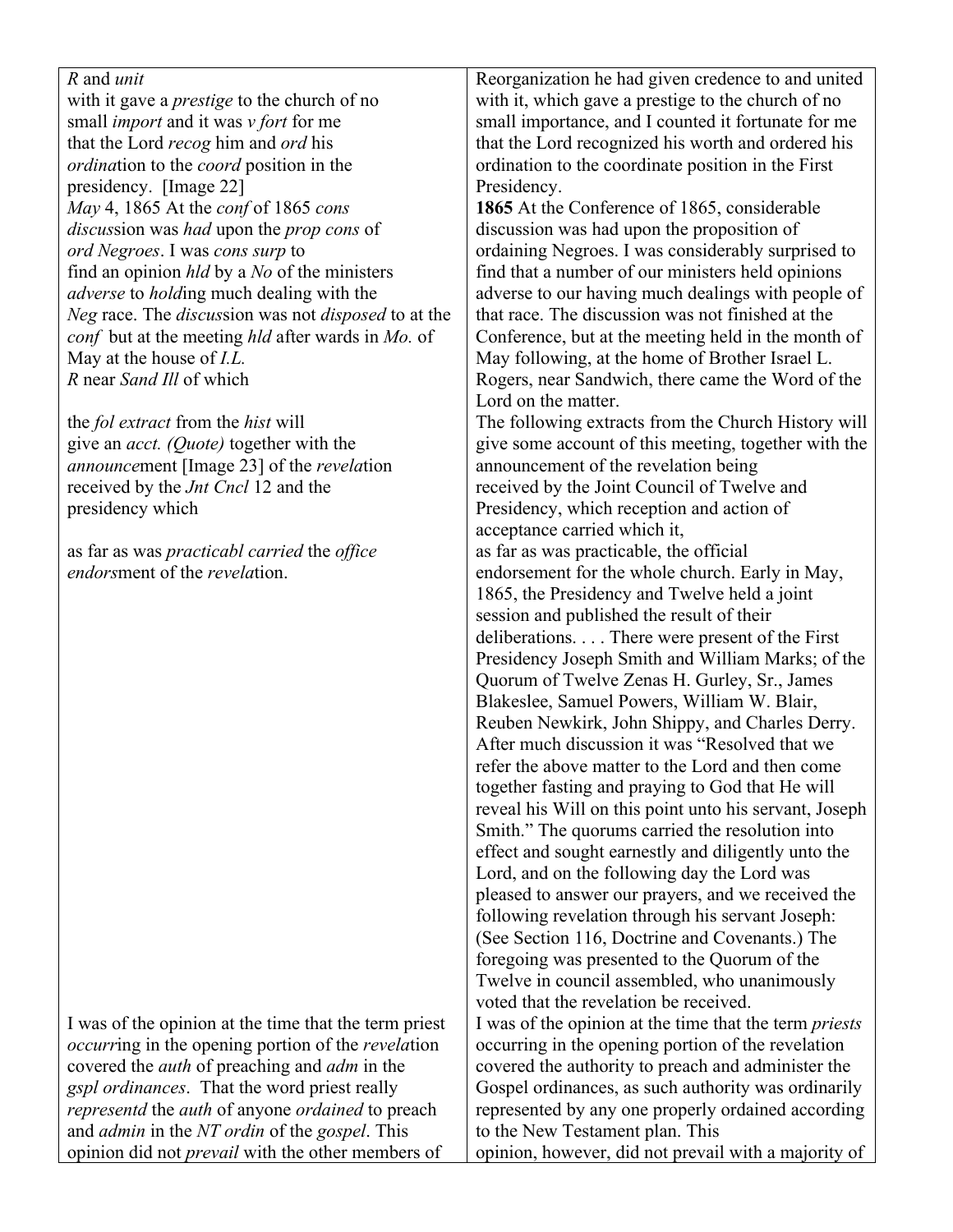| | |
|---|---|
| *R* and *unit* with it gave a *prestige* to the church of no small *import* and it was *v fort* for me that the Lord *recog* him and *ord* his *ordina*tion to the *coord* position in the presidency. [Image 22] | Reorganization he had given credence to and united with it, which gave a prestige to the church of no small importance, and I counted it fortunate for me that the Lord recognized his worth and ordered his ordination to the coordinate position in the First Presidency. |
| *May* 4, 1865 At the *conf* of 1865 *cons discus*sion was *had* upon the *prop cons* of *ord Negroes*. I was *cons surp* to find an opinion *hld* by a *No* of the ministers *adverse* to *hold*ing much dealing with the *Neg* race. The *discus*sion was not *disposed* to at the *conf* but at the meeting *hld* after wards in *Mo.* of May at the house of *I.L.* *R* near *Sand Ill* of which | **1865** At the Conference of 1865, considerable discussion was had upon the proposition of ordaining Negroes. I was considerably surprised to find that a number of our ministers held opinions adverse to our having much dealings with people of that race. The discussion was not finished at the Conference, but at the meeting held in the month of May following, at the home of Brother Israel L. Rogers, near Sandwich, there came the Word of the Lord on the matter. |
| the *fol extract* from the *hist* will give an *acct. (Quote)* together with the *announce*ment [Image 23] of the *revela*tion received by the *Jnt Cncl* 12 and the presidency which | The following extracts from the Church History will give some account of this meeting, together with the announcement of the revelation being received by the Joint Council of Twelve and Presidency, which reception and action of acceptance carried which it, |
| as far as was *practicabl carried* the *office endors*ment of the *revela*tion. | as far as was practicable, the official endorsement for the whole church. Early in May, 1865, the Presidency and Twelve held a joint session and published the result of their deliberations. . . . There were present of the First Presidency Joseph Smith and William Marks; of the Quorum of Twelve Zenas H. Gurley, Sr., James Blakeslee, Samuel Powers, William W. Blair, Reuben Newkirk, John Shippy, and Charles Derry. After much discussion it was "Resolved that we refer the above matter to the Lord and then come together fasting and praying to God that He will reveal his Will on this point unto his servant, Joseph Smith." The quorums carried the resolution into effect and sought earnestly and diligently unto the Lord, and on the following day the Lord was pleased to answer our prayers, and we received the following revelation through his servant Joseph: (See Section 116, Doctrine and Covenants.) The foregoing was presented to the Quorum of the Twelve in council assembled, who unanimously voted that the revelation be received. |
| I was of the opinion at the time that the term priest *occur*ring in the opening portion of the *revela*tion covered the *auth* of preaching and *adm* in the *gspl ordinances*. That the word priest really *representd* the *auth* of anyone *ordained* to preach and *admin* in the *NT ordin* of the *gospel*. This opinion did not *prevail* with the other members of | I was of the opinion at the time that the term *priests* occurring in the opening portion of the revelation covered the authority to preach and administer the Gospel ordinances, as such authority was ordinarily represented by any one properly ordained according to the New Testament plan. This opinion, however, did not prevail with a majority of |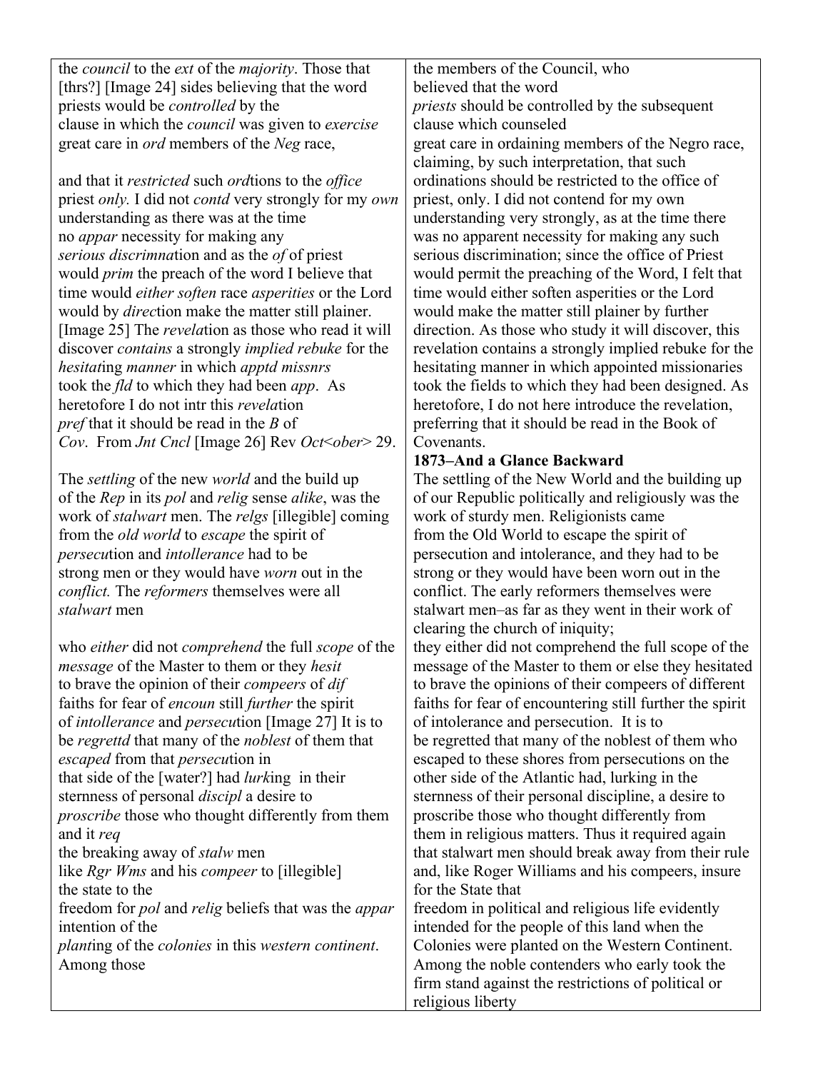| | |
|---|---|
| the *council* to the *ext* of the *majority*. Those that [thrs?] [Image 24] sides believing that the word priests would be *controlled* by the clause in which the *council* was given to *exercise* great care in *ord* members of the *Neg* race, | the members of the Council, who believed that the word *priests* should be controlled by the subsequent clause which counseled great care in ordaining members of the Negro race, |
| and that it *restricted* such *ord*tions to the *office* priest *only.* I did not *contd* very strongly for my *own* understanding as there was at the time no *appar* necessity for making any *serious discrimnat*ion and as the *of* of priest would *prim* the preach of the word I believe that time would *either soften* race *asperities* or the Lord would by *direc*tion make the matter still plainer. [Image 25] The *revela*tion as those who read it will discover *contains* a strongly *implied rebuke* for the *hesitat*ing *manner* in which *apptd missnrs* took the *fld* to which they had been *app*. As heretofore I do not intr this *revela*tion *pref* that it should be read in the *B* of *Cov*. From *Jnt Cncl* [Image 26] Rev *Oct*<ober> 29. | claiming, by such interpretation, that such ordinations should be restricted to the office of priest, only. I did not contend for my own understanding very strongly, as at the time there was no apparent necessity for making any such serious discrimination; since the office of Priest would permit the preaching of the Word, I felt that time would either soften asperities or the Lord would make the matter still plainer by further direction. As those who study it will discover, this revelation contains a strongly implied rebuke for the hesitating manner in which appointed missionaries took the fields to which they had been designed. As heretofore, I do not here introduce the revelation, preferring that it should be read in the Book of Covenants. |
| The *settling* of the new *world* and the build up of the *Rep* in its *pol* and *relig* sense *alike*, was the work of *stalwart* men. The *relgs* [illegible] coming from the *old world* to *escape* the spirit of *persecu*tion and *intollerance* had to be strong men or they would have *worn* out in the *conflict.* The *reformers* themselves were all *stalwart* men | **1873–And a Glance Backward** The settling of the New World and the building up of our Republic politically and religiously was the work of sturdy men. Religionists came from the Old World to escape the spirit of persecution and intolerance, and they had to be strong or they would have been worn out in the conflict. The early reformers themselves were stalwart men–as far as they went in their work of clearing the church of iniquity; |
| who *either* did not *comprehend* the full *scope* of the *message* of the Master to them or they *hesit* to brave the opinion of their *compeers* of *dif* faiths for fear of *encoun* still *further* the spirit of *intollerance* and *persecu*tion [Image 27] It is to be *regrettd* that many of the *noblest* of them that *escaped* from that *persecu*tion in that side of the [water?] had *lurk*ing in their sternness of personal *discipl* a desire to *proscribe* those who thought differently from them and it *req* the breaking away of *stalw* men like *Rgr Wms* and his *compeer* to [illegible] the state to the freedom for *pol* and *relig* beliefs that was the *appar* intention of the *plant*ing of the *colonies* in this *western continent*. Among those | they either did not comprehend the full scope of the message of the Master to them or else they hesitated to brave the opinions of their compeers of different faiths for fear of encountering still further the spirit of intolerance and persecution. It is to be regretted that many of the noblest of them who escaped to these shores from persecutions on the other side of the Atlantic had, lurking in the sternness of their personal discipline, a desire to proscribe those who thought differently from them in religious matters. Thus it required again that stalwart men should break away from their rule and, like Roger Williams and his compeers, insure for the State that freedom in political and religious life evidently intended for the people of this land when the Colonies were planted on the Western Continent. Among the noble contenders who early took the firm stand against the restrictions of political or religious liberty |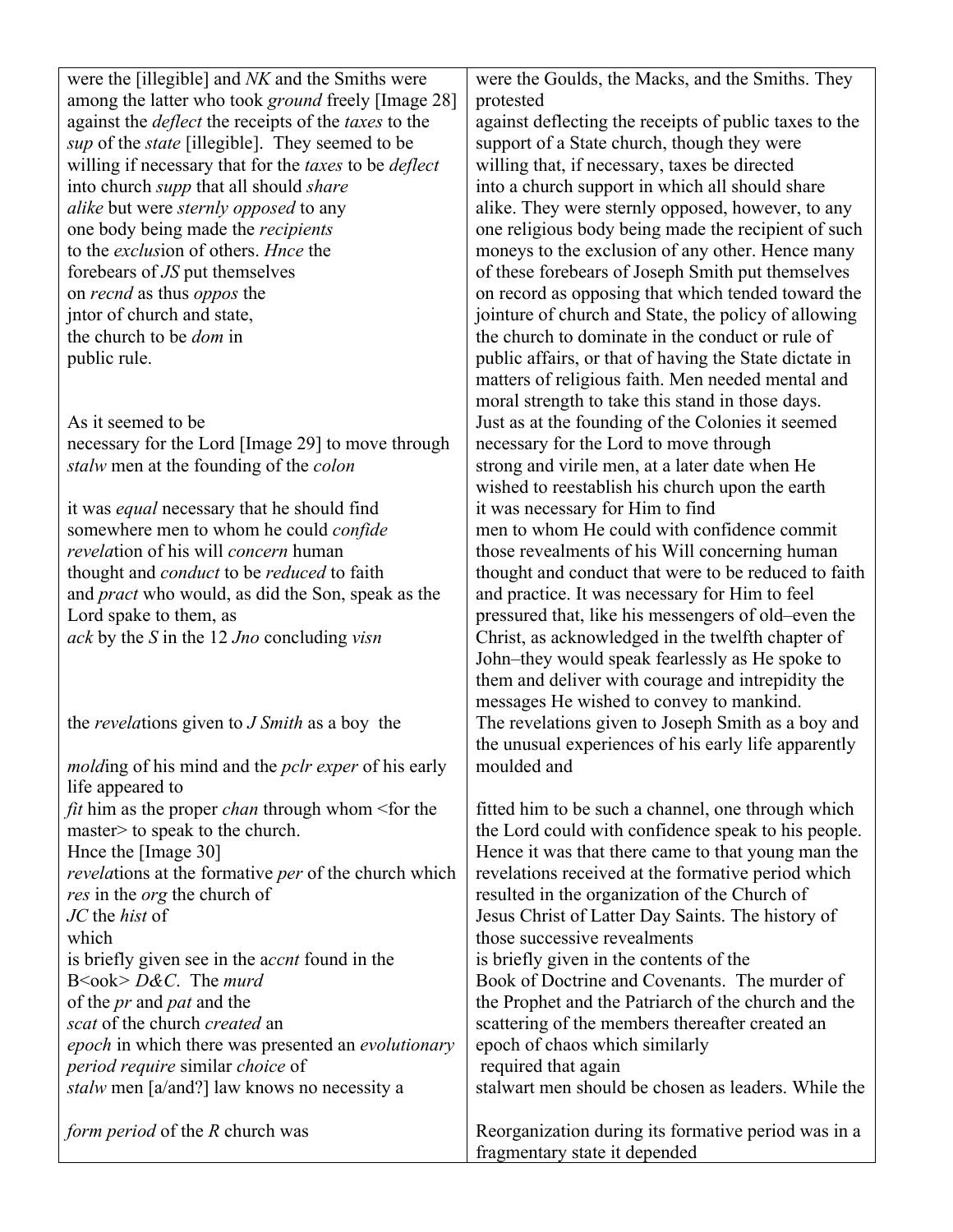| | |
|---|---|
| were the [illegible] and *NK* and the Smiths were among the latter who took *ground* freely [Image 28] against the *deflect* the receipts of the *taxes* to the *sup* of the *state* [illegible]. They seemed to be willing if necessary that for the *taxes* to be *deflect* into church *supp* that all should *share alike* but were *sternly opposed* to any one body being made the *recipients* to the *exclus*ion of others. *Hnce* the forebears of *JS* put themselves on *recnd* as thus *oppos* the jntor of church and state, the church to be *dom* in public rule. | were the Goulds, the Macks, and the Smiths. They protested against deflecting the receipts of public taxes to the support of a State church, though they were willing that, if necessary, taxes be directed into a church support in which all should share alike. They were sternly opposed, however, to any one religious body being made the recipient of such moneys to the exclusion of any other. Hence many of these forebears of Joseph Smith put themselves on record as opposing that which tended toward the jointure of church and State, the policy of allowing the church to dominate in the conduct or rule of public affairs, or that of having the State dictate in matters of religious faith. Men needed mental and moral strength to take this stand in those days. |
| As it seemed to be necessary for the Lord [Image 29] to move through *stalw* men at the founding of the *colon* it was *equal* necessary that he should find somewhere men to whom he could *confide revela*tion of his will *concern* human thought and *conduct* to be *reduced* to faith and *pract* who would, as did the Son, speak as the Lord spake to them, as *ack* by the *S* in the 12 *Jno* concluding *visn* | Just as at the founding of the Colonies it seemed necessary for the Lord to move through strong and virile men, at a later date when He wished to reestablish his church upon the earth it was necessary for Him to find men to whom He could with confidence commit those revealments of his Will concerning human thought and conduct that were to be reduced to faith and practice. It was necessary for Him to feel pressured that, like his messengers of old–even the Christ, as acknowledged in the twelfth chapter of John–they would speak fearlessly as He spoke to them and deliver with courage and intrepidity the messages He wished to convey to mankind. |
| the *revela*tions given to *J Smith* as a boy the *mold*ing of his mind and the *pclr exper* of his early life appeared to *fit* him as the proper *chan* through whom <for the master> to speak to the church. | The revelations given to Joseph Smith as a boy and the unusual experiences of his early life apparently moulded and fitted him to be such a channel, one through which the Lord could with confidence speak to his people. |
| Hnce the [Image 30] *revela*tions at the formative *per* of the church which *res* in the *org* the church of *JC* the *hist* of which is briefly given see in the a*ccnt* found in the B<ook> *D&C*. The *murd* of the *pr* and *pat* and the *scat* of the church *created* an *epoch* in which there was presented an *evolutionary period require* similar *choice* of *stalw* men [a/and?] law knows no necessity a *form period* of the *R* church was | Hence it was that there came to that young man the revelations received at the formative period which resulted in the organization of the Church of Jesus Christ of Latter Day Saints. The history of those successive revealments is briefly given in the contents of the Book of Doctrine and Covenants. The murder of the Prophet and the Patriarch of the church and the scattering of the members thereafter created an epoch of chaos which similarly required that again stalwart men should be chosen as leaders. While the Reorganization during its formative period was in a fragmentary state it depended |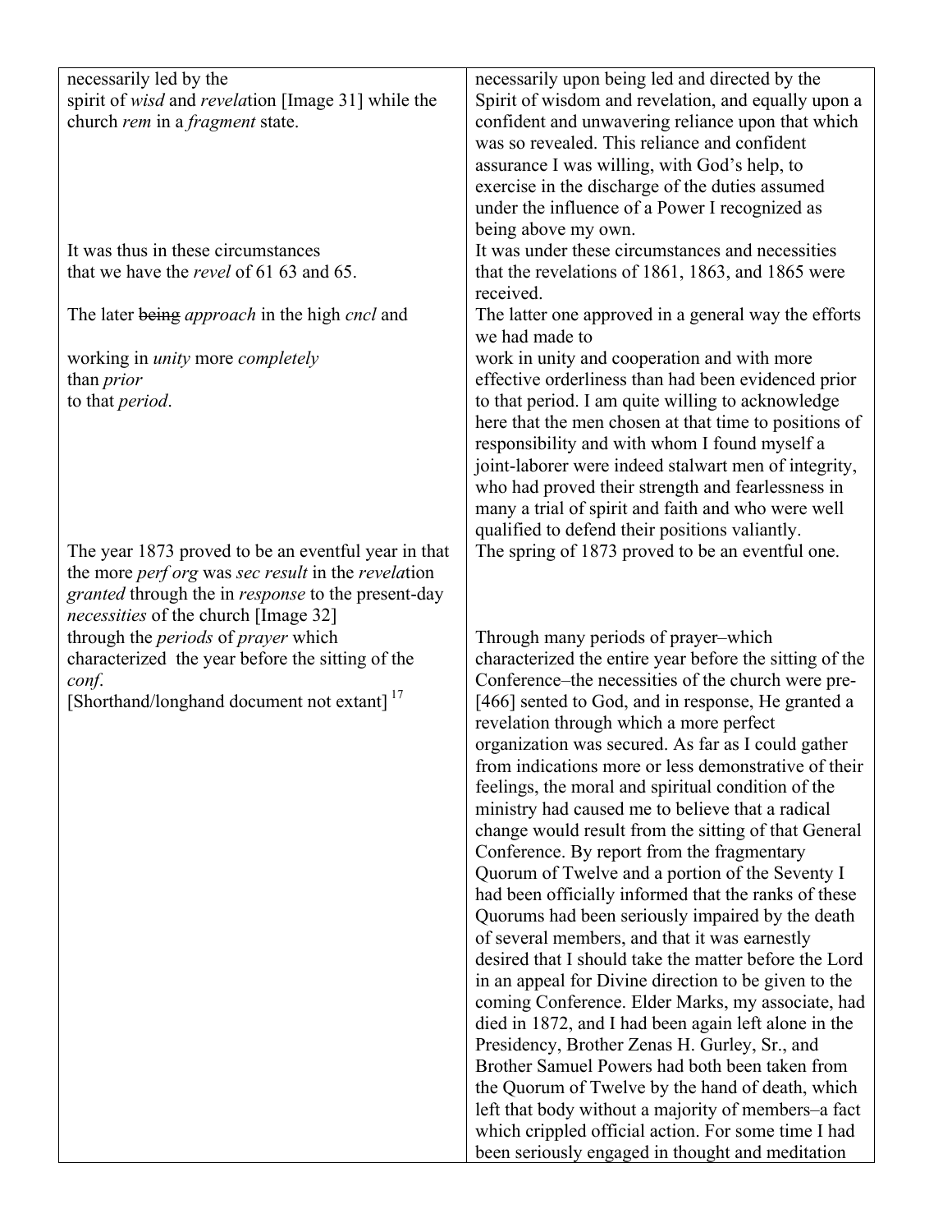| | |
|---|---|
| necessarily led by the spirit of *wisd* and *revela*tion [Image 31] while the church *rem* in a *fragment* state. | necessarily upon being led and directed by the Spirit of wisdom and revelation, and equally upon a confident and unwavering reliance upon that which was so revealed. This reliance and confident assurance I was willing, with God's help, to exercise in the discharge of the duties assumed under the influence of a Power I recognized as being above my own. |
| It was thus in these circumstances that we have the *revel* of 61 63 and 65. | It was under these circumstances and necessities that the revelations of 1861, 1863, and 1865 were received. |
| The later ~~being~~ *approach* in the high *cncl* and | The latter one approved in a general way the efforts we had made to |
| working in *unity* more *completely* than *prior* to that *period*. | work in unity and cooperation and with more effective orderliness than had been evidenced prior to that period. I am quite willing to acknowledge here that the men chosen at that time to positions of responsibility and with whom I found myself a joint-laborer were indeed stalwart men of integrity, who had proved their strength and fearlessness in many a trial of spirit and faith and who were well qualified to defend their positions valiantly. |
| The year 1873 proved to be an eventful year in that the more *perf org* was *sec result* in the *revela*tion *granted* through the in *response* to the present-day *necessities* of the church [Image 32] | The spring of 1873 proved to be an eventful one. |
| through the *periods* of *prayer* which characterized the year before the sitting of the *conf*. [Shorthand/longhand document not extant] [17] | Through many periods of prayer–which characterized the entire year before the sitting of the Conference–the necessities of the church were pre- [466] sented to God, and in response, He granted a revelation through which a more perfect organization was secured. As far as I could gather from indications more or less demonstrative of their feelings, the moral and spiritual condition of the ministry had caused me to believe that a radical change would result from the sitting of that General Conference. By report from the fragmentary Quorum of Twelve and a portion of the Seventy I had been officially informed that the ranks of these Quorums had been seriously impaired by the death of several members, and that it was earnestly desired that I should take the matter before the Lord in an appeal for Divine direction to be given to the coming Conference. Elder Marks, my associate, had died in 1872, and I had been again left alone in the Presidency, Brother Zenas H. Gurley, Sr., and Brother Samuel Powers had both been taken from the Quorum of Twelve by the hand of death, which left that body without a majority of members–a fact which crippled official action. For some time I had been seriously engaged in thought and meditation |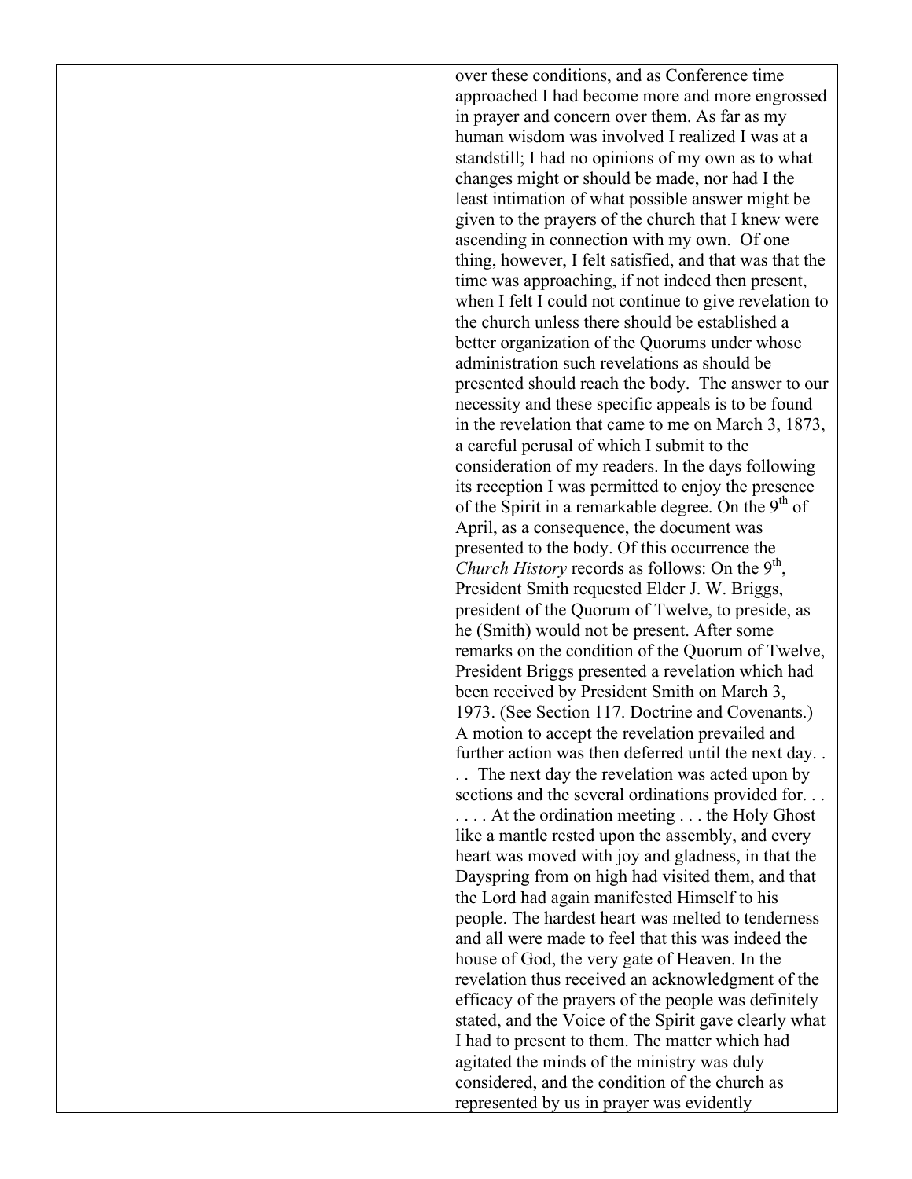over these conditions, and as Conference time approached I had become more and more engrossed in prayer and concern over them. As far as my human wisdom was involved I realized I was at a standstill; I had no opinions of my own as to what changes might or should be made, nor had I the least intimation of what possible answer might be given to the prayers of the church that I knew were ascending in connection with my own. Of one thing, however, I felt satisfied, and that was that the time was approaching, if not indeed then present, when I felt I could not continue to give revelation to the church unless there should be established a better organization of the Quorums under whose administration such revelations as should be presented should reach the body. The answer to our necessity and these specific appeals is to be found in the revelation that came to me on March 3, 1873, a careful perusal of which I submit to the consideration of my readers. In the days following its reception I was permitted to enjoy the presence of the Spirit in a remarkable degree. On the 9th of April, as a consequence, the document was presented to the body. Of this occurrence the *Church History* records as follows: On the 9th, President Smith requested Elder J. W. Briggs, president of the Quorum of Twelve, to preside, as he (Smith) would not be present. After some remarks on the condition of the Quorum of Twelve, President Briggs presented a revelation which had been received by President Smith on March 3, 1973. (See Section 117. Doctrine and Covenants.) A motion to accept the revelation prevailed and further action was then deferred until the next day. . . . The next day the revelation was acted upon by sections and the several ordinations provided for. . . . . . . At the ordination meeting . . . the Holy Ghost like a mantle rested upon the assembly, and every heart was moved with joy and gladness, in that the Dayspring from on high had visited them, and that the Lord had again manifested Himself to his people. The hardest heart was melted to tenderness and all were made to feel that this was indeed the house of God, the very gate of Heaven. In the revelation thus received an acknowledgment of the efficacy of the prayers of the people was definitely stated, and the Voice of the Spirit gave clearly what I had to present to them. The matter which had agitated the minds of the ministry was duly considered, and the condition of the church as represented by us in prayer was evidently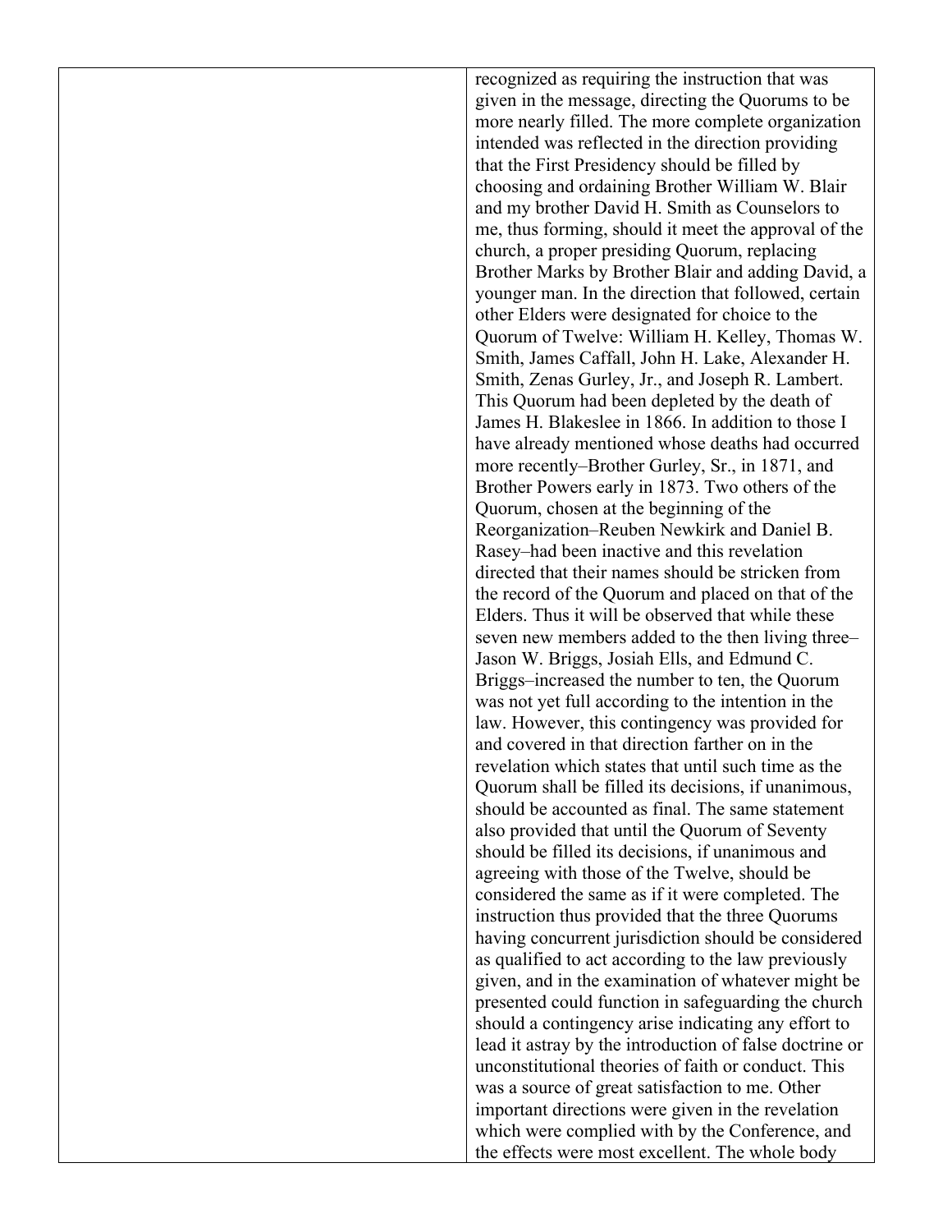recognized as requiring the instruction that was given in the message, directing the Quorums to be more nearly filled. The more complete organization intended was reflected in the direction providing that the First Presidency should be filled by choosing and ordaining Brother William W. Blair and my brother David H. Smith as Counselors to me, thus forming, should it meet the approval of the church, a proper presiding Quorum, replacing Brother Marks by Brother Blair and adding David, a younger man. In the direction that followed, certain other Elders were designated for choice to the Quorum of Twelve: William H. Kelley, Thomas W. Smith, James Caffall, John H. Lake, Alexander H. Smith, Zenas Gurley, Jr., and Joseph R. Lambert. This Quorum had been depleted by the death of James H. Blakeslee in 1866. In addition to those I have already mentioned whose deaths had occurred more recently–Brother Gurley, Sr., in 1871, and Brother Powers early in 1873. Two others of the Quorum, chosen at the beginning of the Reorganization–Reuben Newkirk and Daniel B. Rasey–had been inactive and this revelation directed that their names should be stricken from the record of the Quorum and placed on that of the Elders. Thus it will be observed that while these seven new members added to the then living three–Jason W. Briggs, Josiah Ells, and Edmund C. Briggs–increased the number to ten, the Quorum was not yet full according to the intention in the law. However, this contingency was provided for and covered in that direction farther on in the revelation which states that until such time as the Quorum shall be filled its decisions, if unanimous, should be accounted as final. The same statement also provided that until the Quorum of Seventy should be filled its decisions, if unanimous and agreeing with those of the Twelve, should be considered the same as if it were completed. The instruction thus provided that the three Quorums having concurrent jurisdiction should be considered as qualified to act according to the law previously given, and in the examination of whatever might be presented could function in safeguarding the church should a contingency arise indicating any effort to lead it astray by the introduction of false doctrine or unconstitutional theories of faith or conduct. This was a source of great satisfaction to me. Other important directions were given in the revelation which were complied with by the Conference, and the effects were most excellent. The whole body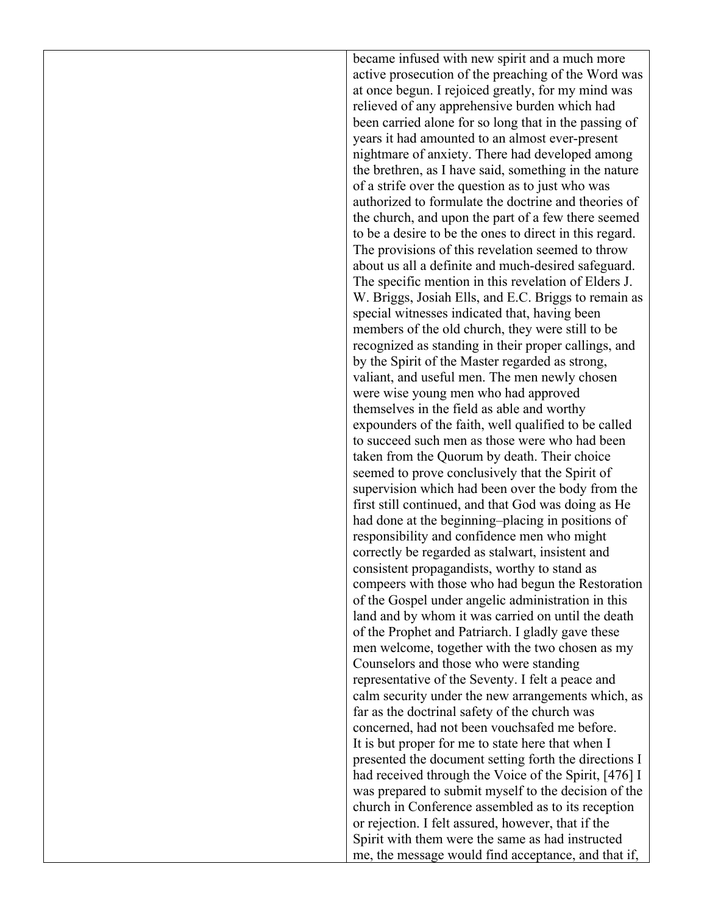became infused with new spirit and a much more active prosecution of the preaching of the Word was at once begun. I rejoiced greatly, for my mind was relieved of any apprehensive burden which had been carried alone for so long that in the passing of years it had amounted to an almost ever-present nightmare of anxiety. There had developed among the brethren, as I have said, something in the nature of a strife over the question as to just who was authorized to formulate the doctrine and theories of the church, and upon the part of a few there seemed to be a desire to be the ones to direct in this regard. The provisions of this revelation seemed to throw about us all a definite and much-desired safeguard. The specific mention in this revelation of Elders J. W. Briggs, Josiah Ells, and E.C. Briggs to remain as special witnesses indicated that, having been members of the old church, they were still to be recognized as standing in their proper callings, and by the Spirit of the Master regarded as strong, valiant, and useful men. The men newly chosen were wise young men who had approved themselves in the field as able and worthy expounders of the faith, well qualified to be called to succeed such men as those were who had been taken from the Quorum by death. Their choice seemed to prove conclusively that the Spirit of supervision which had been over the body from the first still continued, and that God was doing as He had done at the beginning–placing in positions of responsibility and confidence men who might correctly be regarded as stalwart, insistent and consistent propagandists, worthy to stand as compeers with those who had begun the Restoration of the Gospel under angelic administration in this land and by whom it was carried on until the death of the Prophet and Patriarch. I gladly gave these men welcome, together with the two chosen as my Counselors and those who were standing representative of the Seventy. I felt a peace and calm security under the new arrangements which, as far as the doctrinal safety of the church was concerned, had not been vouchsafed me before.

It is but proper for me to state here that when I presented the document setting forth the directions I had received through the Voice of the Spirit, [476] I was prepared to submit myself to the decision of the church in Conference assembled as to its reception or rejection. I felt assured, however, that if the Spirit with them were the same as had instructed me, the message would find acceptance, and that if,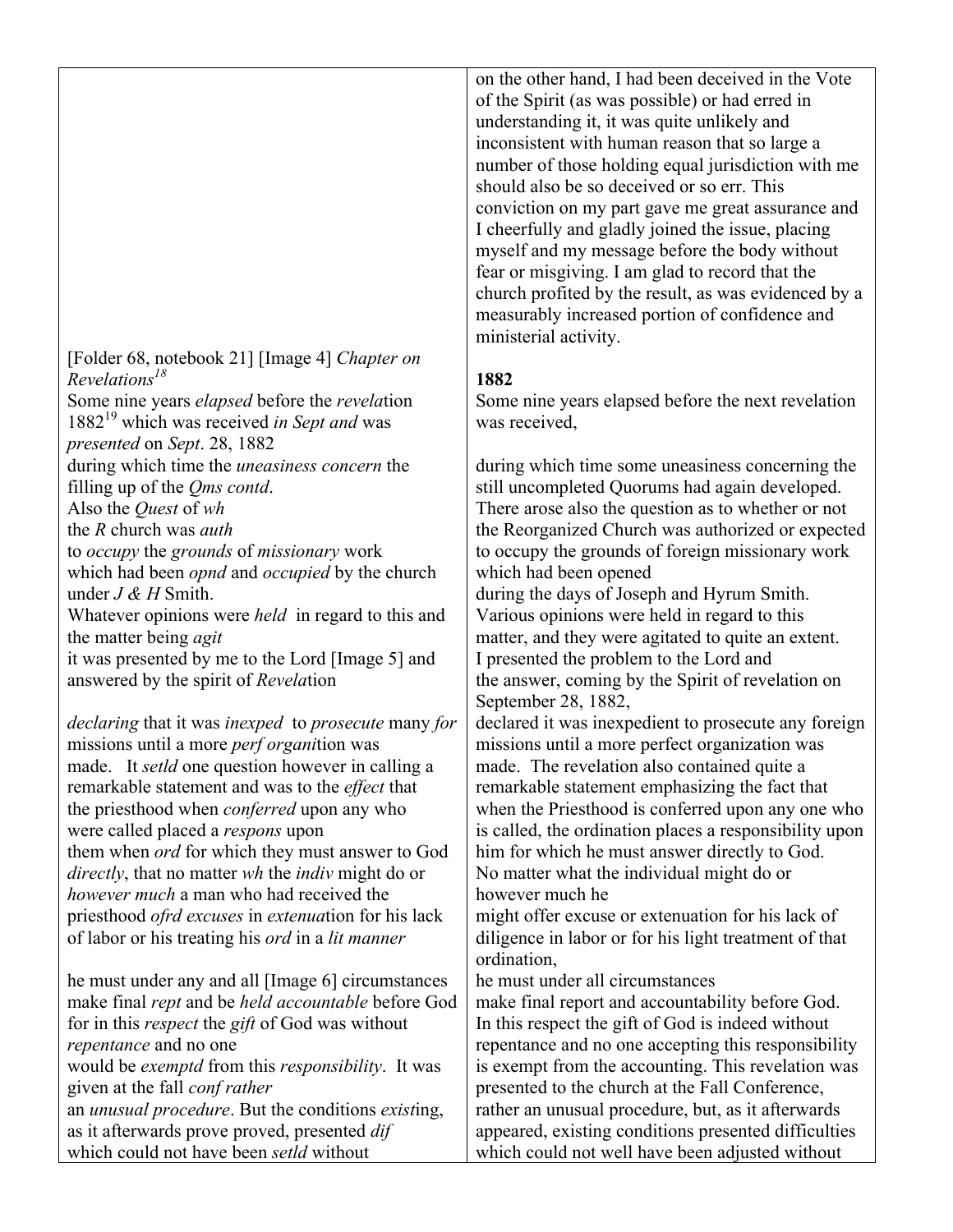| | |
|---|---|
| | on the other hand, I had been deceived in the Vote of the Spirit (as was possible) or had erred in understanding it, it was quite unlikely and inconsistent with human reason that so large a number of those holding equal jurisdiction with me should also be so deceived or so err. This conviction on my part gave me great assurance and I cheerfully and gladly joined the issue, placing myself and my message before the body without fear or misgiving. I am glad to record that the church profited by the result, as was evidenced by a measurably increased portion of confidence and ministerial activity. |
| [Folder 68, notebook 21] [Image 4] *Chapter on Revelations*[18] | **1882** |
| Some nine years *elapsed* before the *revel*ation 1882[19] which was received *in Sept and* was *presented* on *Sept*. 28, 1882 | Some nine years elapsed before the next revelation was received, |
| during which time the *uneasiness concern* the filling up of the *Qms contd*. | during which time some uneasiness concerning the still uncompleted Quorums had again developed. |
| Also the *Quest* of *wh* the *R* church was *auth* to *occupy* the *grounds* of *missionary* work which had been *opnd* and *occupied* by the church under *J & H* Smith. | There arose also the question as to whether or not the Reorganized Church was authorized or expected to occupy the grounds of foreign missionary work which had been opened during the days of Joseph and Hyrum Smith. |
| Whatever opinions were *held* in regard to this and the matter being *agit* | Various opinions were held in regard to this matter, and they were agitated to quite an extent. |
| it was presented by me to the Lord [Image 5] and answered by the spirit of *Revel*ation | I presented the problem to the Lord and the answer, coming by the Spirit of revelation on September 28, 1882, |
| *declaring* that it was *inexped* to *prosecute* many *for* missions until a more *perf organi*tion was made. | declared it was inexpedient to prosecute any foreign missions until a more perfect organization was made. |
| It *setld* one question however in calling a remarkable statement and was to the *effect* that the priesthood when *conferred* upon any who were called placed a *respons* upon them when *ord* for which they must answer to God *directly*, | The revelation also contained quite a remarkable statement emphasizing the fact that when the Priesthood is conferred upon any one who is called, the ordination places a responsibility upon him for which he must answer directly to God. |
| that no matter *wh* the *indiv* might do or *however much* a man who had received the priesthood *ofrd excuses* in *extenua*tion for his lack of labor or his treating his *ord* in a *lit manner* | No matter what the individual might do or however much he might offer excuse or extenuation for his lack of diligence in labor or for his light treatment of that ordination, |
| he must under any and all [Image 6] circumstances make final *rept* and be *held accountable* before God | he must under all circumstances make final report and accountability before God. |
| for in this *respect* the *gift* of God was without *repentance* and no one would be *exemptd* from this *responsibility*. | In this respect the gift of God is indeed without repentance and no one accepting this responsibility is exempt from the accounting. |
| It was given at the fall *conf rather* an *unusual procedure*. But the conditions *exist*ing, as it afterwards prove proved, presented *dif* which could not have been *setld* without | This revelation was presented to the church at the Fall Conference, rather an unusual procedure, but, as it afterwards appeared, existing conditions presented difficulties which could not well have been adjusted without |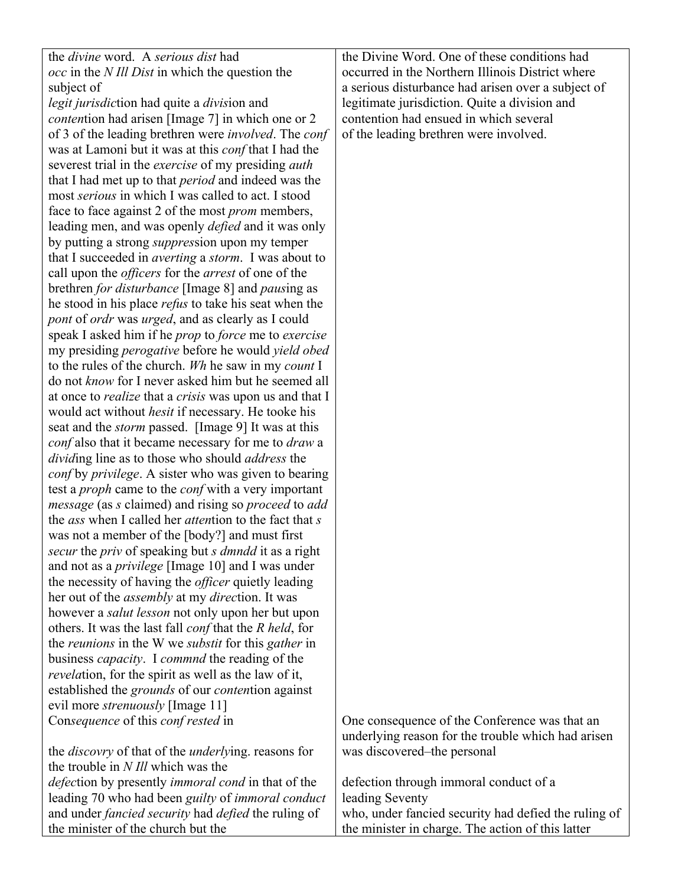| | |
|---|---|
| the *divine* word. A *serious dist* had *occ* in the *N Ill Dist* in which the question the subject of *legit jurisdic*tion had quite a *divis*ion and *conten*tion had arisen [Image 7] in which one or 2 of 3 of the leading brethren were *involved*. The *conf* was at Lamoni but it was at this *conf* that I had the severest trial in the *exercise* of my presiding *auth* that I had met up to that *period* and indeed was the most *serious* in which I was called to act. I stood face to face against 2 of the most *prom* members, leading men, and was openly *defied* and it was only by putting a strong *suppres*sion upon my temper that I succeeded in *averting* a *storm*. I was about to call upon the *officers* for the *arrest* of one of the brethren *for disturbance* [Image 8] and *paus*ing as he stood in his place *refus* to take his seat when the *pont* of *ordr* was *urged*, and as clearly as I could speak I asked him if he *prop* to *force* me to *exercise* my presiding *perogative* before he would *yield obed* to the rules of the church. *Wh* he saw in my *count* I do not *know* for I never asked him but he seemed all at once to *realize* that a *crisis* was upon us and that I would act without *hesit* if necessary. He tooke his seat and the *storm* passed. [Image 9] It was at this *conf* also that it became necessary for me to *draw* a *divid*ing line as to those who should *address* the *conf* by *privilege*. A sister who was given to bearing test a *proph* came to the *conf* with a very important *message* (as *s* claimed) and rising so *proceed* to *add* the *ass* when I called her *atten*tion to the fact that *s* was not a member of the [body?] and must first *secur* the *priv* of speaking but *s dmndd* it as a right and not as a *privilege* [Image 10] and I was under the necessity of having the *officer* quietly leading her out of the *assembly* at my *direc*tion. It was however a *salut lesson* not only upon her but upon others. It was the last fall *conf* that the *R held*, for the *reunions* in the W we *substit* for this *gather* in business *capacity*. I *commnd* the reading of the *revela*tion, for the spirit as well as the law of it, established the *grounds* of our *conten*tion against evil more *strenuously* [Image 11] | the Divine Word. One of these conditions had occurred in the Northern Illinois District where a serious disturbance had arisen over a subject of legitimate jurisdiction. Quite a division and contention had ensued in which several of the leading brethren were involved. |
| Con*sequence* of this *conf rested* in the *discovry* of that of the *underly*ing. reasons for the trouble in *N Ill* which was the *defec*tion by presently *immoral cond* in that of the leading 70 who had been *guilty* of *immoral conduct* and under *fancied security* had *defied* the ruling of the minister of the church but the | One consequence of the Conference was that an underlying reason for the trouble which had arisen was discovered–the personal defection through immoral conduct of a leading Seventy who, under fancied security had defied the ruling of the minister in charge. The action of this latter |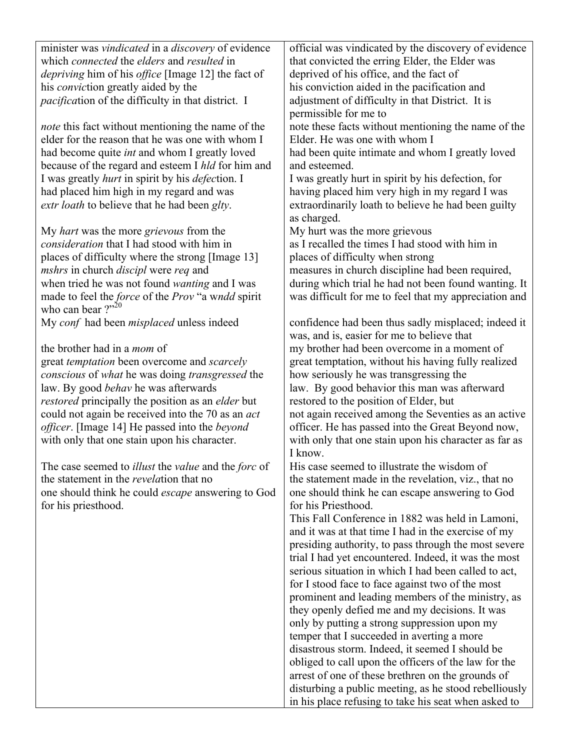| | |
|---|---|
| minister was *vindicated* in a *discovery* of evidence which *connected* the *elders* and *resulted* in *depriving* him of his *office* [Image 12] the fact of his *convic*tion greatly aided by the *pacifica*tion of the difficulty in that district. I | official was vindicated by the discovery of evidence that convicted the erring Elder, the Elder was deprived of his office, and the fact of his conviction aided in the pacification and adjustment of difficulty in that District. It is permissible for me to |
| *note* this fact without mentioning the name of the elder for the reason that he was one with whom I had become quite *int* and whom I greatly loved because of the regard and esteem I *hld* for him and I was greatly *hurt* in spirit by his *defec*tion. I had placed him high in my regard and was *extr loath* to believe that he had been *glty*. | note these facts without mentioning the name of the Elder. He was one with whom I had been quite intimate and whom I greatly loved and esteemed. I was greatly hurt in spirit by his defection, for having placed him very high in my regard I was extraordinarily loath to believe he had been guilty as charged. |
| My *hart* was the more *grievous* from the *consideration* that I had stood with him in places of difficulty where the strong [Image 13] *mshrs* in church *discipl* were *req* and when tried he was not found *wanting* and I was made to feel the *force* of the *Prov* "a w*ndd* spirit who can bear ?"[20] | My hurt was the more grievous as I recalled the times I had stood with him in places of difficulty when strong measures in church discipline had been required, during which trial he had not been found wanting. It was difficult for me to feel that my appreciation and |
| My *conf* had been *misplaced* unless indeed | confidence had been thus sadly misplaced; indeed it was, and is, easier for me to believe that |
| the brother had in a *mom* of great *temptation* been overcome and *scarcely conscious* of *what* he was doing *transgressed* the law. By good *behav* he was afterwards *restored* principally the position as an *elder* but could not again be received into the 70 as an *act officer*. [Image 14] He passed into the *beyond* with only that one stain upon his character. | my brother had been overcome in a moment of great temptation, without his having fully realized how seriously he was transgressing the law. By good behavior this man was afterward restored to the position of Elder, but not again received among the Seventies as an active officer. He has passed into the Great Beyond now, with only that one stain upon his character as far as I know. |
| The case seemed to *illust* the *value* and the *forc* of the statement in the *revela*tion that no one should think he could *escape* answering to God for his priesthood. | His case seemed to illustrate the wisdom of the statement made in the revelation, viz., that no one should think he can escape answering to God for his Priesthood. This Fall Conference in 1882 was held in Lamoni, and it was at that time I had in the exercise of my presiding authority, to pass through the most severe trial I had yet encountered. Indeed, it was the most serious situation in which I had been called to act, for I stood face to face against two of the most prominent and leading members of the ministry, as they openly defied me and my decisions. It was only by putting a strong suppression upon my temper that I succeeded in averting a more disastrous storm. Indeed, it seemed I should be obliged to call upon the officers of the law for the arrest of one of these brethren on the grounds of disturbing a public meeting, as he stood rebelliously in his place refusing to take his seat when asked to |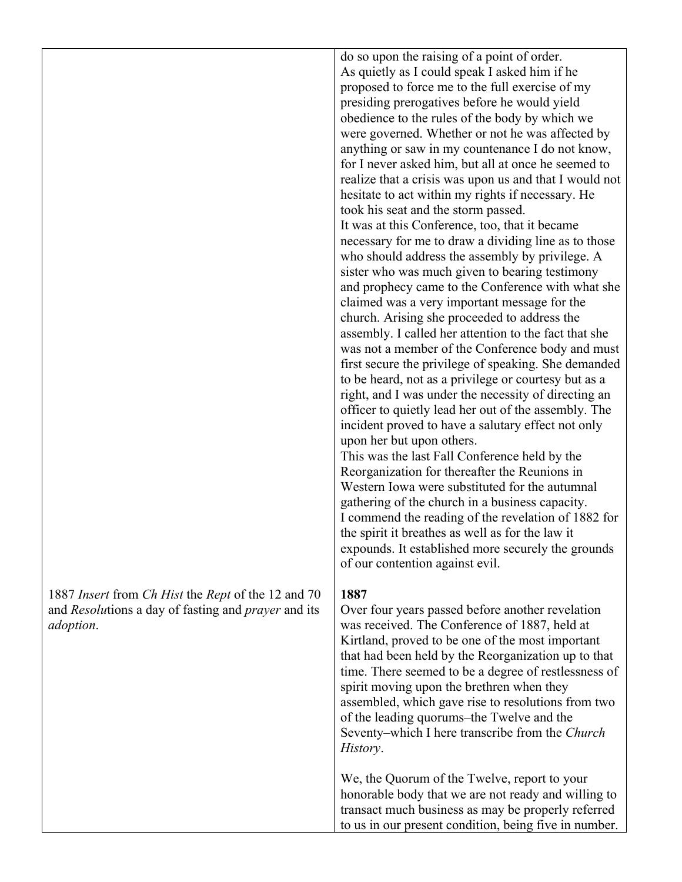| | |
|---|---|
| | do so upon the raising of a point of order. As quietly as I could speak I asked him if he proposed to force me to the full exercise of my presiding prerogatives before he would yield obedience to the rules of the body by which we were governed. Whether or not he was affected by anything or saw in my countenance I do not know, for I never asked him, but all at once he seemed to realize that a crisis was upon us and that I would not hesitate to act within my rights if necessary. He took his seat and the storm passed.<br>It was at this Conference, too, that it became necessary for me to draw a dividing line as to those who should address the assembly by privilege. A sister who was much given to bearing testimony and prophecy came to the Conference with what she claimed was a very important message for the church. Arising she proceeded to address the assembly. I called her attention to the fact that she was not a member of the Conference body and must first secure the privilege of speaking. She demanded to be heard, not as a privilege or courtesy but as a right, and I was under the necessity of directing an officer to quietly lead her out of the assembly. The incident proved to have a salutary effect not only upon her but upon others.<br>This was the last Fall Conference held by the Reorganization for thereafter the Reunions in Western Iowa were substituted for the autumnal gathering of the church in a business capacity.<br>I commend the reading of the revelation of 1882 for the spirit it breathes as well as for the law it expounds. It established more securely the grounds of our contention against evil. |
| 1887 *Insert* from *Ch Hist* the *Rept* of the 12 and 70 and *Resolu*tions a day of fasting and *prayer* and its *adoption*. | **1887**<br>Over four years passed before another revelation was received. The Conference of 1887, held at Kirtland, proved to be one of the most important that had been held by the Reorganization up to that time. There seemed to be a degree of restlessness of spirit moving upon the brethren when they assembled, which gave rise to resolutions from two of the leading quorums–the Twelve and the Seventy–which I here transcribe from the *Church History*.<br><br>We, the Quorum of the Twelve, report to your honorable body that we are not ready and willing to transact much business as may be properly referred to us in our present condition, being five in number. |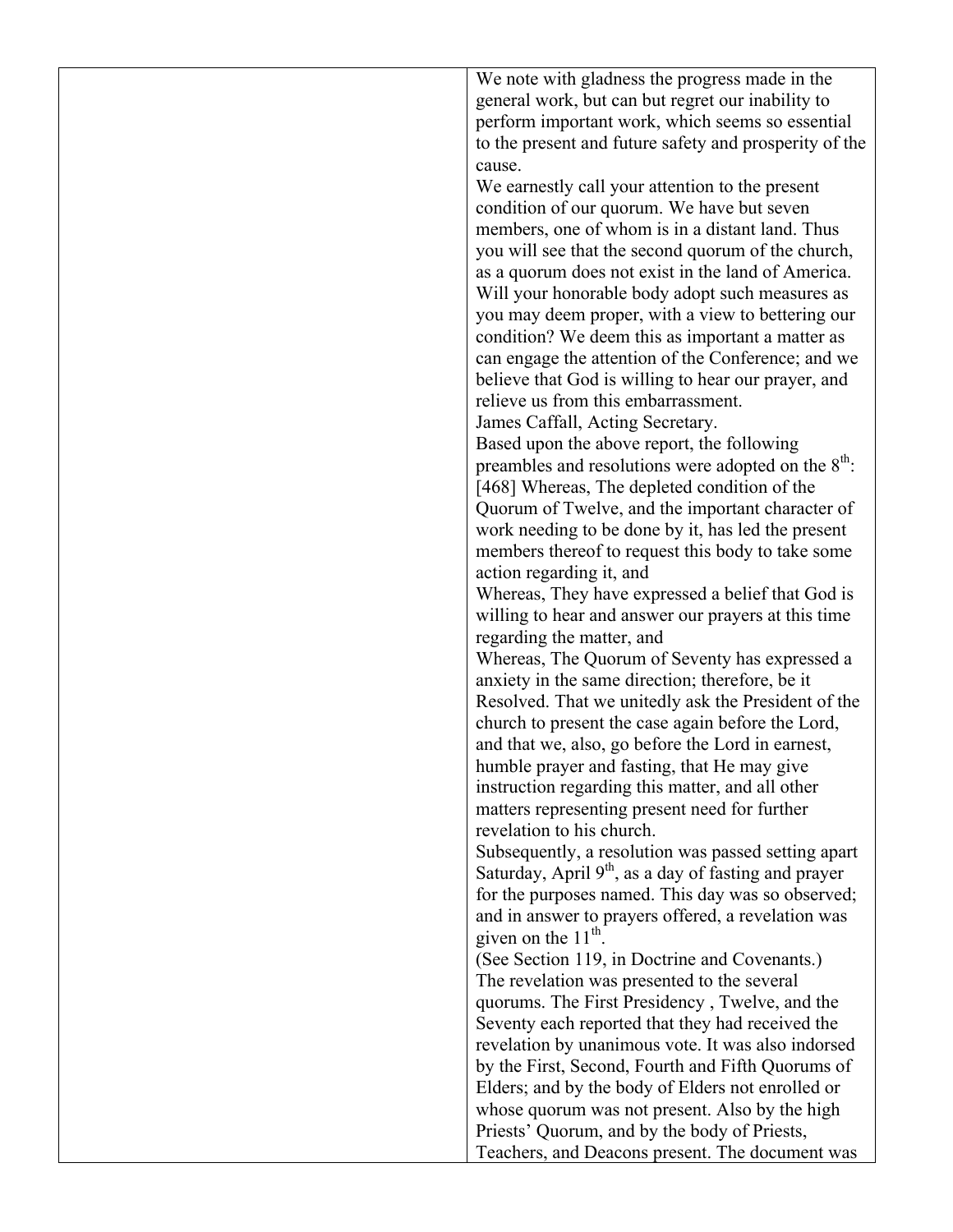We note with gladness the progress made in the general work, but can but regret our inability to perform important work, which seems so essential to the present and future safety and prosperity of the cause.

We earnestly call your attention to the present condition of our quorum. We have but seven members, one of whom is in a distant land. Thus you will see that the second quorum of the church, as a quorum does not exist in the land of America. Will your honorable body adopt such measures as you may deem proper, with a view to bettering our condition? We deem this as important a matter as can engage the attention of the Conference; and we believe that God is willing to hear our prayer, and relieve us from this embarrassment.

James Caffall, Acting Secretary.

Based upon the above report, the following preambles and resolutions were adopted on the 8th:

[468] Whereas, The depleted condition of the Quorum of Twelve, and the important character of work needing to be done by it, has led the present members thereof to request this body to take some action regarding it, and

Whereas, They have expressed a belief that God is willing to hear and answer our prayers at this time regarding the matter, and

Whereas, The Quorum of Seventy has expressed a anxiety in the same direction; therefore, be it

Resolved. That we unitedly ask the President of the church to present the case again before the Lord, and that we, also, go before the Lord in earnest, humble prayer and fasting, that He may give instruction regarding this matter, and all other matters representing present need for further revelation to his church.

Subsequently, a resolution was passed setting apart Saturday, April 9th, as a day of fasting and prayer for the purposes named. This day was so observed; and in answer to prayers offered, a revelation was given on the 11th.

(See Section 119, in Doctrine and Covenants.)

The revelation was presented to the several quorums. The First Presidency , Twelve, and the Seventy each reported that they had received the revelation by unanimous vote. It was also indorsed by the First, Second, Fourth and Fifth Quorums of Elders; and by the body of Elders not enrolled or whose quorum was not present. Also by the high Priests' Quorum, and by the body of Priests, Teachers, and Deacons present. The document was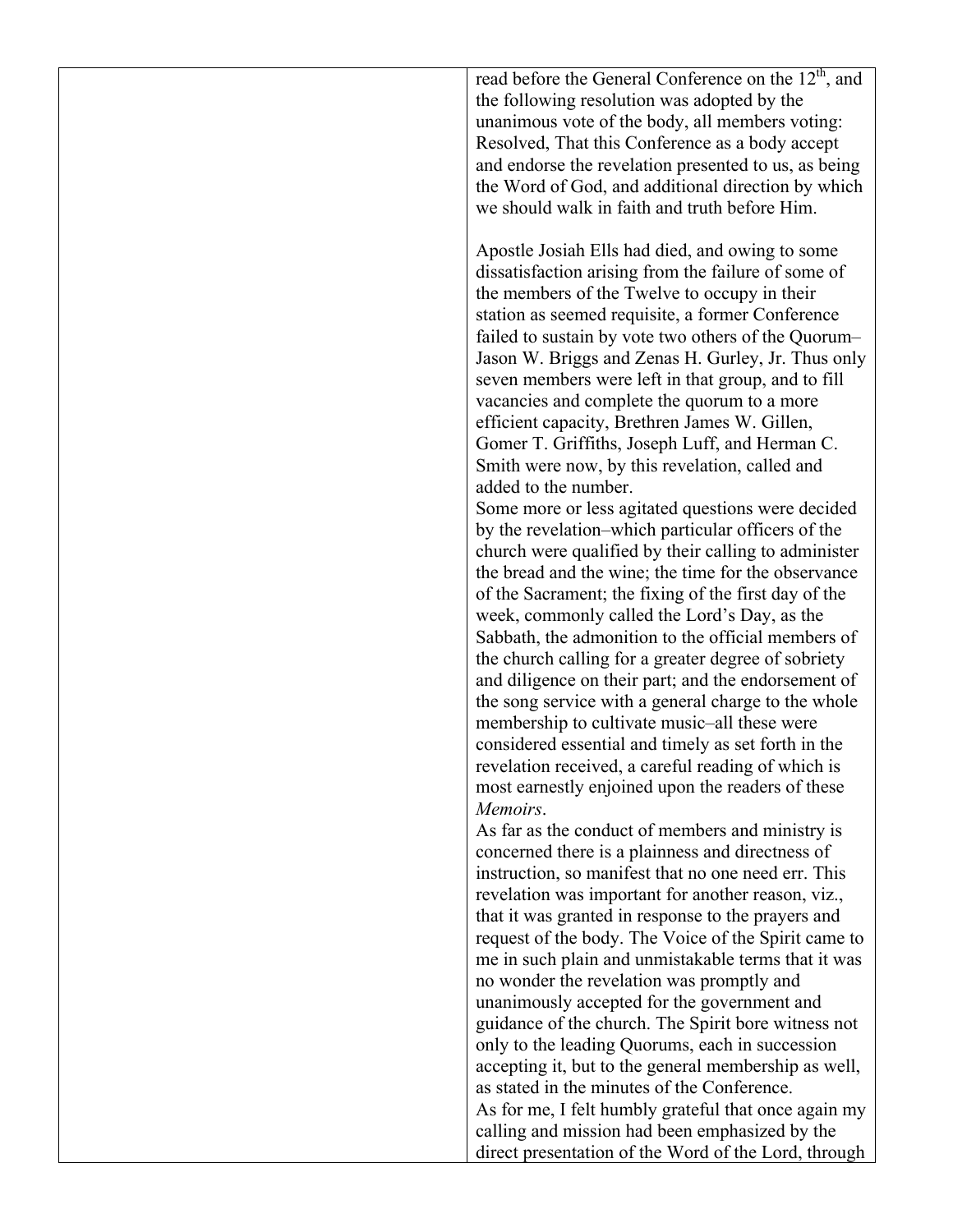read before the General Conference on the 12th, and the following resolution was adopted by the unanimous vote of the body, all members voting: Resolved, That this Conference as a body accept and endorse the revelation presented to us, as being the Word of God, and additional direction by which we should walk in faith and truth before Him.

Apostle Josiah Ells had died, and owing to some dissatisfaction arising from the failure of some of the members of the Twelve to occupy in their station as seemed requisite, a former Conference failed to sustain by vote two others of the Quorum– Jason W. Briggs and Zenas H. Gurley, Jr. Thus only seven members were left in that group, and to fill vacancies and complete the quorum to a more efficient capacity, Brethren James W. Gillen, Gomer T. Griffiths, Joseph Luff, and Herman C. Smith were now, by this revelation, called and added to the number.

Some more or less agitated questions were decided by the revelation–which particular officers of the church were qualified by their calling to administer the bread and the wine; the time for the observance of the Sacrament; the fixing of the first day of the week, commonly called the Lord's Day, as the Sabbath, the admonition to the official members of the church calling for a greater degree of sobriety and diligence on their part; and the endorsement of the song service with a general charge to the whole membership to cultivate music–all these were considered essential and timely as set forth in the revelation received, a careful reading of which is most earnestly enjoined upon the readers of these *Memoirs*.

As far as the conduct of members and ministry is concerned there is a plainness and directness of instruction, so manifest that no one need err. This revelation was important for another reason, viz., that it was granted in response to the prayers and request of the body. The Voice of the Spirit came to me in such plain and unmistakable terms that it was no wonder the revelation was promptly and unanimously accepted for the government and guidance of the church. The Spirit bore witness not only to the leading Quorums, each in succession accepting it, but to the general membership as well, as stated in the minutes of the Conference.

As for me, I felt humbly grateful that once again my calling and mission had been emphasized by the direct presentation of the Word of the Lord, through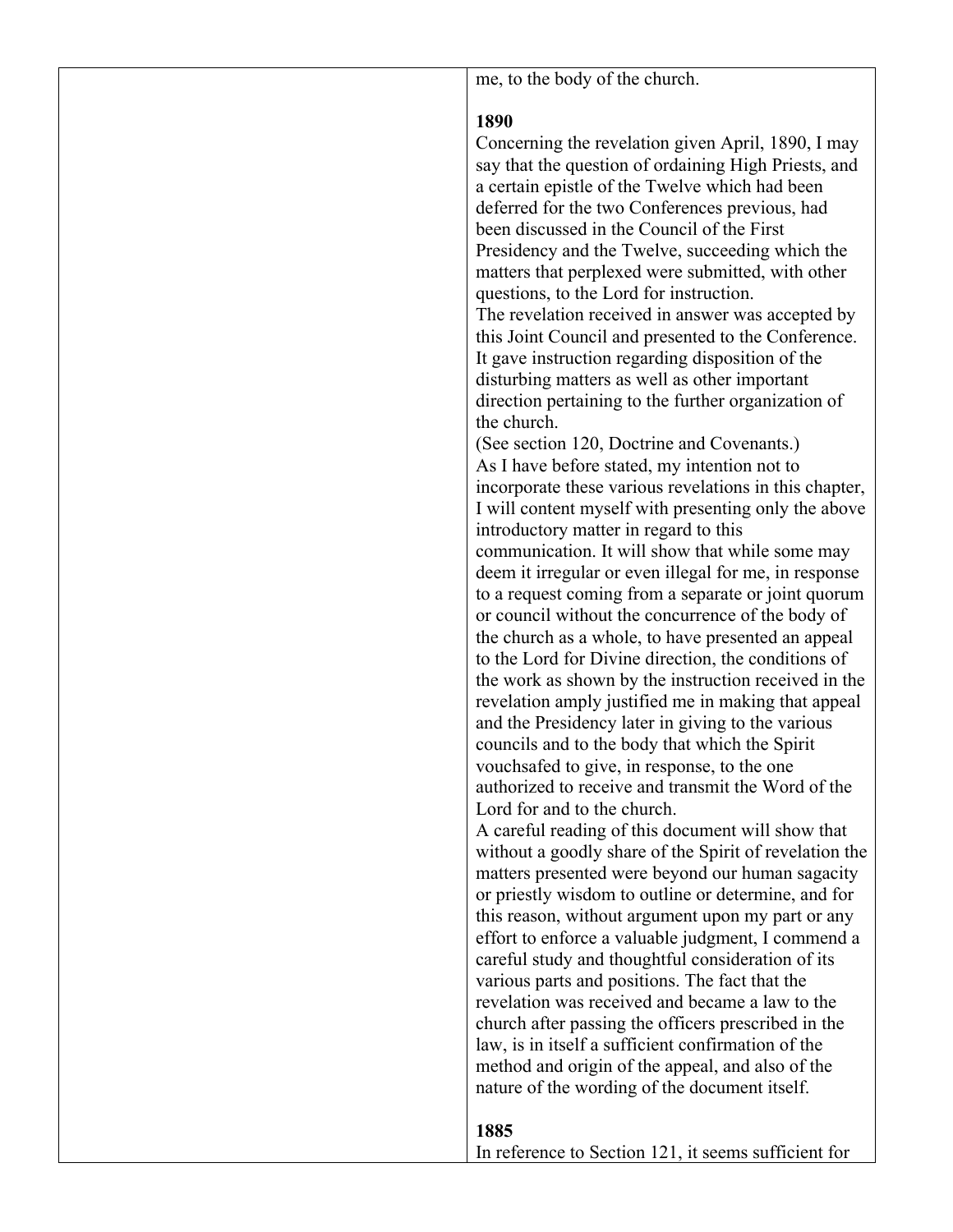me, to the body of the church.

**1890**

Concerning the revelation given April, 1890, I may say that the question of ordaining High Priests, and a certain epistle of the Twelve which had been deferred for the two Conferences previous, had been discussed in the Council of the First Presidency and the Twelve, succeeding which the matters that perplexed were submitted, with other questions, to the Lord for instruction.

The revelation received in answer was accepted by this Joint Council and presented to the Conference. It gave instruction regarding disposition of the disturbing matters as well as other important direction pertaining to the further organization of the church.

(See section 120, Doctrine and Covenants.)

As I have before stated, my intention not to incorporate these various revelations in this chapter, I will content myself with presenting only the above introductory matter in regard to this communication. It will show that while some may deem it irregular or even illegal for me, in response to a request coming from a separate or joint quorum or council without the concurrence of the body of the church as a whole, to have presented an appeal to the Lord for Divine direction, the conditions of the work as shown by the instruction received in the revelation amply justified me in making that appeal and the Presidency later in giving to the various councils and to the body that which the Spirit vouchsafed to give, in response, to the one authorized to receive and transmit the Word of the Lord for and to the church.

A careful reading of this document will show that without a goodly share of the Spirit of revelation the matters presented were beyond our human sagacity or priestly wisdom to outline or determine, and for this reason, without argument upon my part or any effort to enforce a valuable judgment, I commend a careful study and thoughtful consideration of its various parts and positions. The fact that the revelation was received and became a law to the church after passing the officers prescribed in the law, is in itself a sufficient confirmation of the method and origin of the appeal, and also of the nature of the wording of the document itself.

**1885**

In reference to Section 121, it seems sufficient for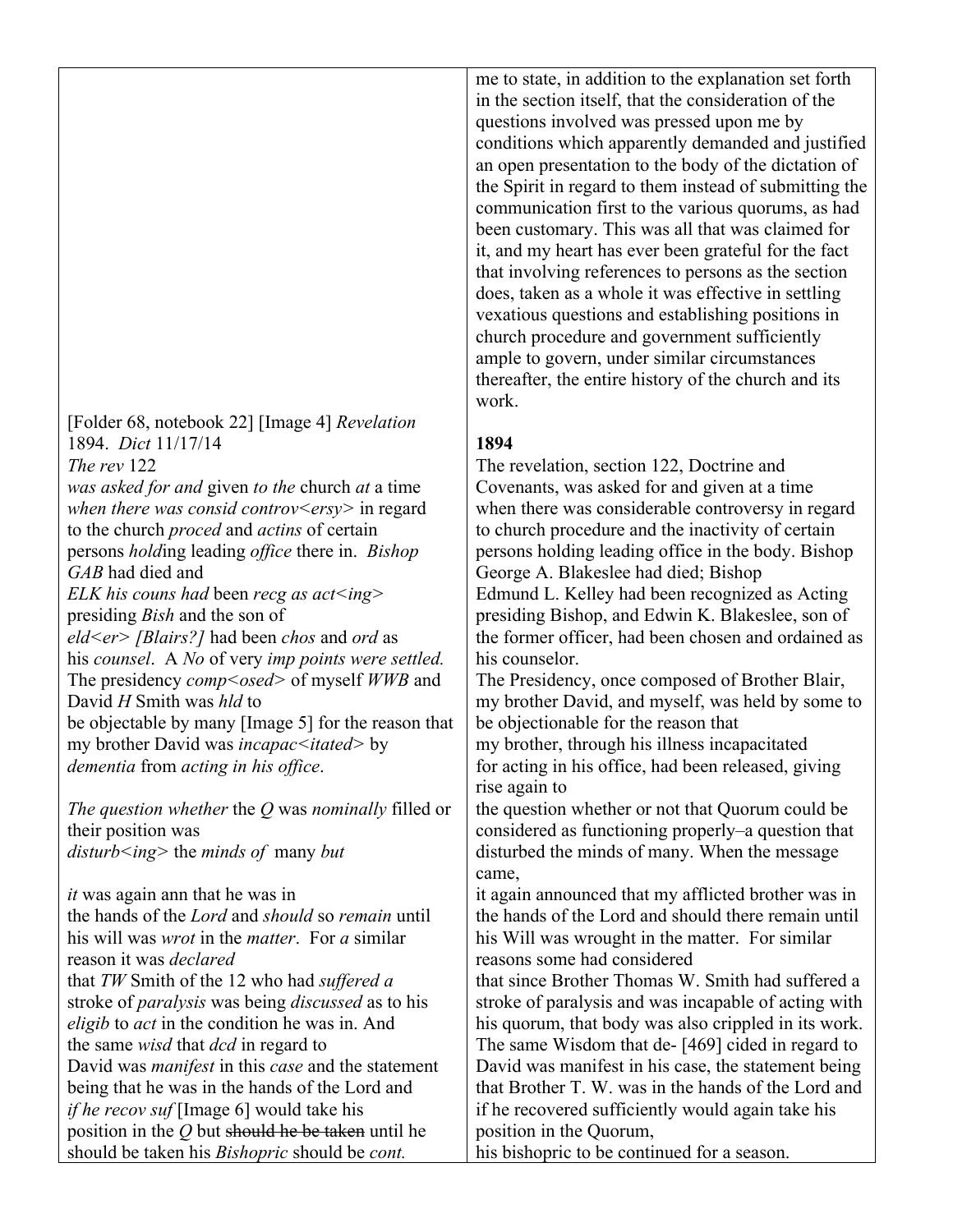| | me to state, in addition to the explanation set forth in the section itself, that the consideration of the questions involved was pressed upon me by conditions which apparently demanded and justified an open presentation to the body of the dictation of the Spirit in regard to them instead of submitting the communication first to the various quorums, as had been customary. This was all that was claimed for it, and my heart has ever been grateful for the fact that involving references to persons as the section does, taken as a whole it was effective in settling vexatious questions and establishing positions in church procedure and government sufficiently ample to govern, under similar circumstances thereafter, the entire history of the church and its work. |
|---|---|
| [Folder 68, notebook 22] [Image 4] *Revelation* 1894. *Dict* 11/17/14 | **1894** |
| *The rev* 122 *was asked for and* given *to the* church *at* a time *when there was consid controv<ersy>* in regard to the church *proced* and *actins* of certain persons *hold*ing leading *office* there in. *Bishop GAB* had died and *ELK his couns had* been *recg as act<ing>* presiding *Bish* and the son of *eld<er> [Blairs?]* had been *chos* and *ord* as his *counsel*. A *No* of very *imp points were settled.* | The revelation, section 122, Doctrine and Covenants, was asked for and given at a time when there was considerable controversy in regard to church procedure and the inactivity of certain persons holding leading office in the body. Bishop George A. Blakeslee had died; Bishop Edmund L. Kelley had been recognized as Acting presiding Bishop, and Edwin K. Blakeslee, son of the former officer, had been chosen and ordained as his counselor. |
| The presidency *comp<osed>* of myself *WWB* and David *H* Smith was *hld* to be objectable by many [Image 5] for the reason that my brother David was *incapac<itated>* by *dementia* from *acting in his office*. | The Presidency, once composed of Brother Blair, my brother David, and myself, was held by some to be objectionable for the reason that my brother, through his illness incapacitated for acting in his office, had been released, giving rise again to |
| *The question whether* the *Q* was *nominally* filled or their position was *disturb<ing>* the *minds of* many *but* | the question whether or not that Quorum could be considered as functioning properly–a question that disturbed the minds of many. When the message came, |
| *it* was again ann that he was in the hands of the *Lord* and *should* so *remain* until his will was *wrot* in the *matter*. For *a* similar reason it was *declared* that *TW* Smith of the 12 who had *suffered a* stroke of *paralysis* was being *discussed* as to his *eligib* to *act* in the condition he was in. And the same *wisd* that *dcd* in regard to David was *manifest* in this *case* and the statement being that he was in the hands of the Lord and *if he recov suf* [Image 6] would take his position in the *Q* but ~~should he be taken~~ until he should be taken his *Bishopric* should be *cont.* | it again announced that my afflicted brother was in the hands of the Lord and should there remain until his Will was wrought in the matter. For similar reasons some had considered that since Brother Thomas W. Smith had suffered a stroke of paralysis and was incapable of acting with his quorum, that body was also crippled in its work. The same Wisdom that de- [469] cided in regard to David was manifest in his case, the statement being that Brother T. W. was in the hands of the Lord and if he recovered sufficiently would again take his position in the Quorum, his bishopric to be continued for a season. |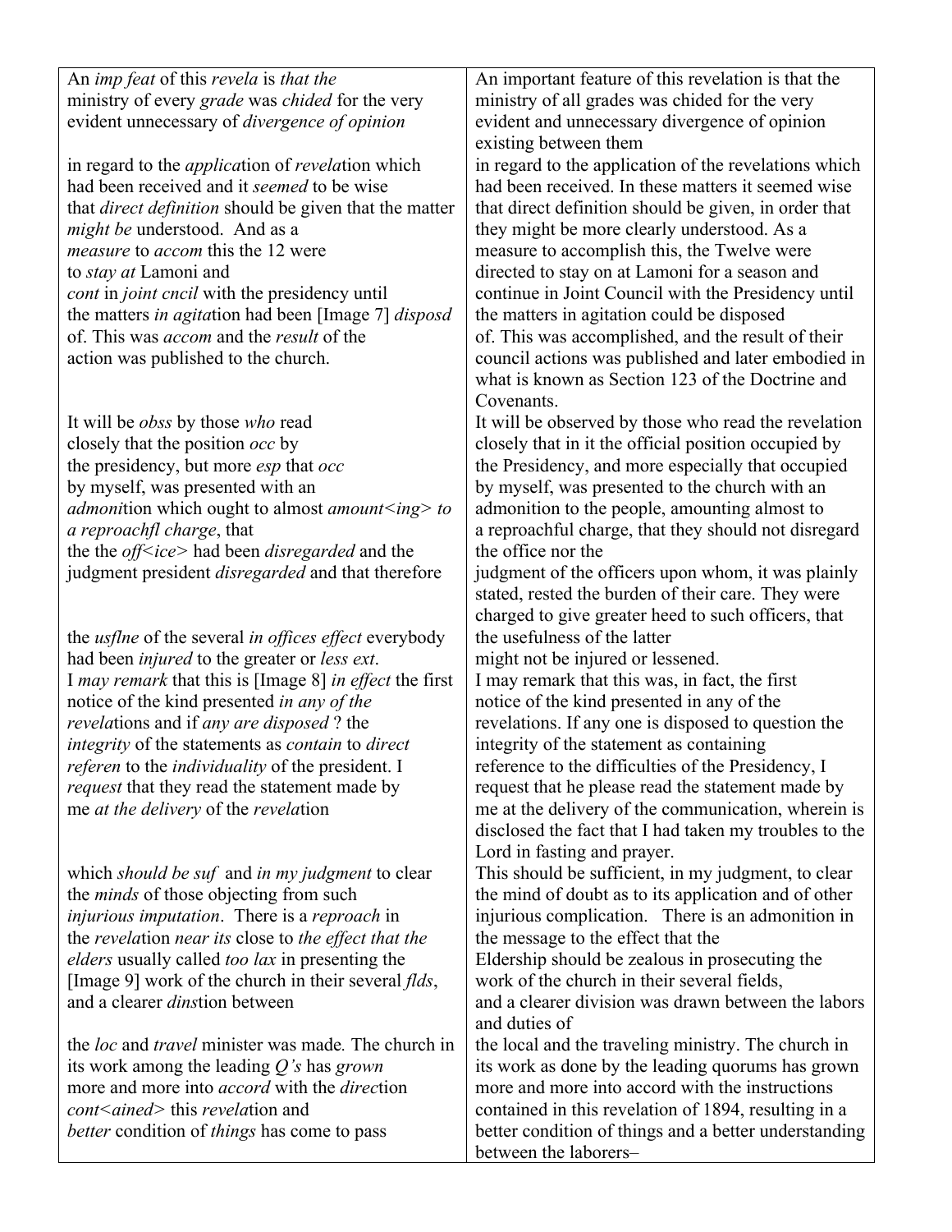| | |
|---|---|
| An *imp feat* of this *revela* is *that the* ministry of every *grade* was *chided* for the very evident unnecessary of *divergence of opinion* | An important feature of this revelation is that the ministry of all grades was chided for the very evident and unnecessary divergence of opinion existing between them |
| in regard to the *applica*tion of *revela*tion which had been received and it *seemed* to be wise that *direct definition* should be given that the matter *might be* understood. And as a *measure* to *accom* this the 12 were to *stay at* Lamoni and *cont* in *joint cncil* with the presidency until the matters *in agita*tion had been [Image 7] *disposd* of. This was *accom* and the *result* of the action was published to the church. | in regard to the application of the revelations which had been received. In these matters it seemed wise that direct definition should be given, in order that they might be more clearly understood. As a measure to accomplish this, the Twelve were directed to stay on at Lamoni for a season and continue in Joint Council with the Presidency until the matters in agitation could be disposed of. This was accomplished, and the result of their council actions was published and later embodied in what is known as Section 123 of the Doctrine and Covenants. |
| It will be *obss* by those *who* read closely that the position *occ* by the presidency, but more *esp* that *occ* by myself, was presented with an *admoni*tion which ought to almost *amount<ing> to a reproachfl charge*, that the the *off<ice>* had been *disregarded* and the judgment president *disregarded* and that therefore | It will be observed by those who read the revelation closely that in it the official position occupied by the Presidency, and more especially that occupied by myself, was presented to the church with an admonition to the people, amounting almost to a reproachful charge, that they should not disregard the office nor the judgment of the officers upon whom, it was plainly stated, rested the burden of their care. They were charged to give greater heed to such officers, that |
| the *usflne* of the several *in offices effect* everybody had been *injured* to the greater or *less ext*. I *may remark* that this is [Image 8] *in effect* the first notice of the kind presented *in any of the revela*tions and if *any are disposed* ? the *integrity* of the statements as *contain* to *direct referen* to the *individuality* of the president. I *request* that they read the statement made by me *at the delivery* of the *revela*tion | the usefulness of the latter might not be injured or lessened. I may remark that this was, in fact, the first notice of the kind presented in any of the revelations. If any one is disposed to question the integrity of the statement as containing reference to the difficulties of the Presidency, I request that he please read the statement made by me at the delivery of the communication, wherein is disclosed the fact that I had taken my troubles to the Lord in fasting and prayer. |
| which *should be suf* and *in my judgment* to clear the *minds* of those objecting from such *injurious imputation*. There is a *reproach* in the *revela*tion *near its* close to *the effect that the elders* usually called *too lax* in presenting the [Image 9] work of the church in their several *flds*, and a clearer *dins*tion between | This should be sufficient, in my judgment, to clear the mind of doubt as to its application and of other injurious complication. There is an admonition in the message to the effect that the Eldership should be zealous in prosecuting the work of the church in their several fields, and a clearer division was drawn between the labors and duties of |
| the *loc* and *travel* minister was made. The church in its work among the leading *Q's* has *grown* more and more into *accord* with the *direc*tion *cont<ained>* this *revela*tion and *better* condition of *things* has come to pass | the local and the traveling ministry. The church in its work as done by the leading quorums has grown more and more into accord with the instructions contained in this revelation of 1894, resulting in a better condition of things and a better understanding between the laborers– |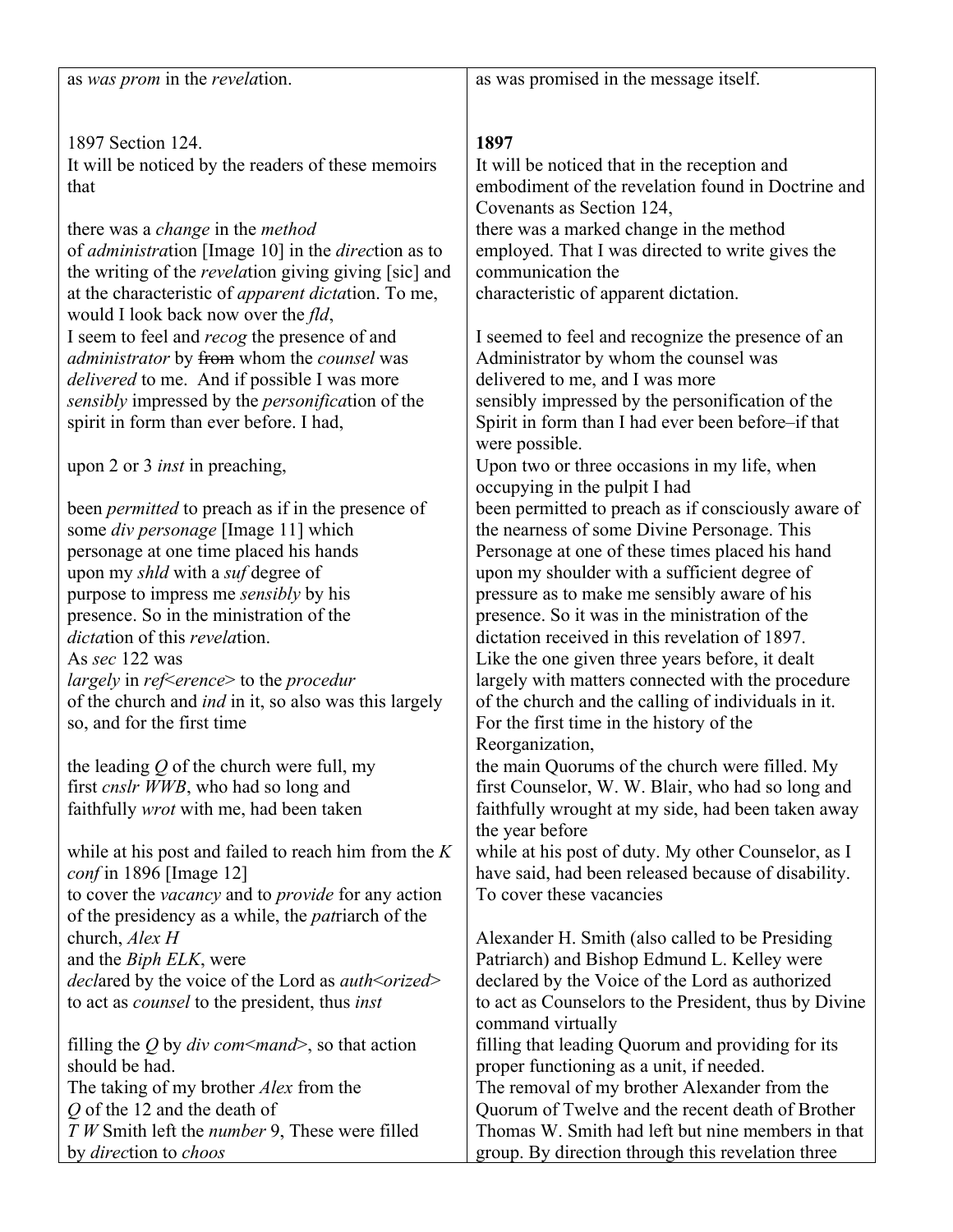| | |
|---|---|
| as *was prom* in the *revela*tion. | as was promised in the message itself. |
| 1897 Section 124.<br>It will be noticed by the readers of these memoirs that | **1897**<br>It will be noticed that in the reception and embodiment of the revelation found in Doctrine and Covenants as Section 124, |
| there was a *change* in the *method* of *administra*tion [Image 10] in the *direc*tion as to the writing of the *revela*tion giving giving [sic] and at the characteristic of *apparent dicta*tion. To me, would I look back now over the *fld*,<br>I seem to feel and *recog* the presence of and *administrator* by ~~from~~ whom the *counsel* was *delivered* to me. And if possible I was more *sensibly* impressed by the *personifica*tion of the spirit in form than ever before. I had, | there was a marked change in the method employed. That I was directed to write gives the communication the<br>characteristic of apparent dictation.<br><br>I seemed to feel and recognize the presence of an Administrator by whom the counsel was delivered to me, and I was more sensibly impressed by the personification of the Spirit in form than I had ever been before–if that were possible. |
| upon 2 or 3 *inst* in preaching, | Upon two or three occasions in my life, when occupying in the pulpit I had |
| been *permitted* to preach as if in the presence of some *div personage* [Image 11] which personage at one time placed his hands upon my *shld* with a *suf* degree of purpose to impress me *sensibly* by his presence. So in the ministration of the *dicta*tion of this *revela*tion.<br>As *sec* 122 was *largely* in *ref<erence>* to the *procedur* of the church and *ind* in it, so also was this largely so, and for the first time | been permitted to preach as if consciously aware of the nearness of some Divine Personage. This Personage at one of these times placed his hand upon my shoulder with a sufficient degree of pressure as to make me sensibly aware of his presence. So it was in the ministration of the dictation received in this revelation of 1897.<br>Like the one given three years before, it dealt largely with matters connected with the procedure of the church and the calling of individuals in it. For the first time in the history of the Reorganization, |
| the leading *Q* of the church were full, my first *cnslr WWB*, who had so long and faithfully *wrot* with me, had been taken | the main Quorums of the church were filled. My first Counselor, W. W. Blair, who had so long and faithfully wrought at my side, had been taken away the year before |
| while at his post and failed to reach him from the *K conf* in 1896 [Image 12]<br>to cover the *vacancy* and to *provide* for any action of the presidency as a while, the *pat*riarch of the church, *Alex H*<br>and the *Biph ELK*, were *decl*ared by the voice of the Lord as *auth<orized>* to act as *counsel* to the president, thus *inst* | while at his post of duty. My other Counselor, as I have said, had been released because of disability. To cover these vacancies<br><br>Alexander H. Smith (also called to be Presiding Patriarch) and Bishop Edmund L. Kelley were declared by the Voice of the Lord as authorized to act as Counselors to the President, thus by Divine command virtually |
| filling the *Q* by *div com<mand>*, so that action should be had.<br>The taking of my brother *Alex* from the *Q* of the 12 and the death of *T W* Smith left the *number* 9, These were filled by *direc*tion to *choos* | filling that leading Quorum and providing for its proper functioning as a unit, if needed.<br>The removal of my brother Alexander from the Quorum of Twelve and the recent death of Brother Thomas W. Smith had left but nine members in that group. By direction through this revelation three |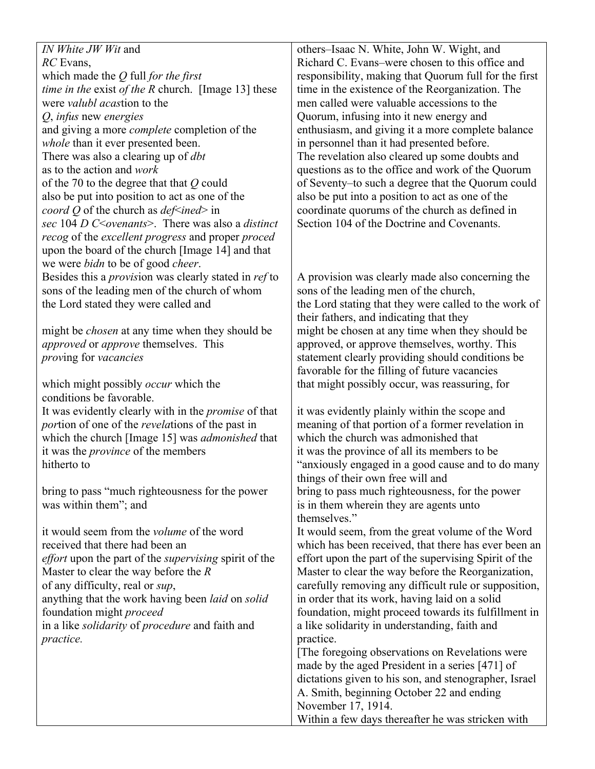| *IN White JW Wit* and *RC* Evans, which made the *Q* full *for the first time in the* exist *of the R* church. [Image 13] these were *valubl acas*tion to the *Q*, *infus* new *energies* and giving a more *complete* completion of the *whole* than it ever presented been. There was also a clearing up of *dbt* as to the action and *work* of the 70 to the degree that that *Q* could also be put into position to act as one of the *coord Q* of the church as *def*<ined> in *sec* 104 *D C*<ovenants>. There was also a *distinct recog* of the *excellent progress* and proper *proced* upon the board of the church [Image 14] and that we were *bidn* to be of good *cheer*. | others–Isaac N. White, John W. Wight, and Richard C. Evans–were chosen to this office and responsibility, making that Quorum full for the first time in the existence of the Reorganization. The men called were valuable accessions to the Quorum, infusing into it new energy and enthusiasm, and giving it a more complete balance in personnel than it had presented before. The revelation also cleared up some doubts and questions as to the office and work of the Quorum of Seventy–to such a degree that the Quorum could also be put into a position to act as one of the coordinate quorums of the church as defined in Section 104 of the Doctrine and Covenants. |
|---|---|
| Besides this a *provis*ion was clearly stated in *ref* to sons of the leading men of the church of whom the Lord stated they were called and might be *chosen* at any time when they should be *approved* or *approve* themselves. This *prov*ing for *vacancies* which might possibly *occur* which the conditions be favorable. | A provision was clearly made also concerning the sons of the leading men of the church, the Lord stating that they were called to the work of their fathers, and indicating that they might be chosen at any time when they should be approved, or approve themselves, worthy. This statement clearly providing should conditions be favorable for the filling of future vacancies that might possibly occur, was reassuring, for |
| It was evidently clearly with in the *promise* of that *por*tion of one of the *revela*tions of the past in which the church [Image 15] was *admonished* that it was the *province* of the members hitherto to bring to pass "much righteousness for the power was within them"; and | it was evidently plainly within the scope and meaning of that portion of a former revelation in which the church was admonished that it was the province of all its members to be "anxiously engaged in a good cause and to do many things of their own free will and bring to pass much righteousness, for the power is in them wherein they are agents unto themselves." |
| it would seem from the *volume* of the word received that there had been an *effort* upon the part of the *supervising* spirit of the Master to clear the way before the *R* of any difficulty, real or *sup*, anything that the work having been *laid* on *solid* foundation might *proceed* in a like *solidarity* of *procedure* and faith and *practice.* | It would seem, from the great volume of the Word which has been received, that there has ever been an effort upon the part of the supervising Spirit of the Master to clear the way before the Reorganization, carefully removing any difficult rule or supposition, in order that its work, having laid on a solid foundation, might proceed towards its fulfillment in a like solidarity in understanding, faith and practice. |
| | [The foregoing observations on Revelations were made by the aged President in a series [471] of dictations given to his son, and stenographer, Israel A. Smith, beginning October 22 and ending November 17, 1914. Within a few days thereafter he was stricken with |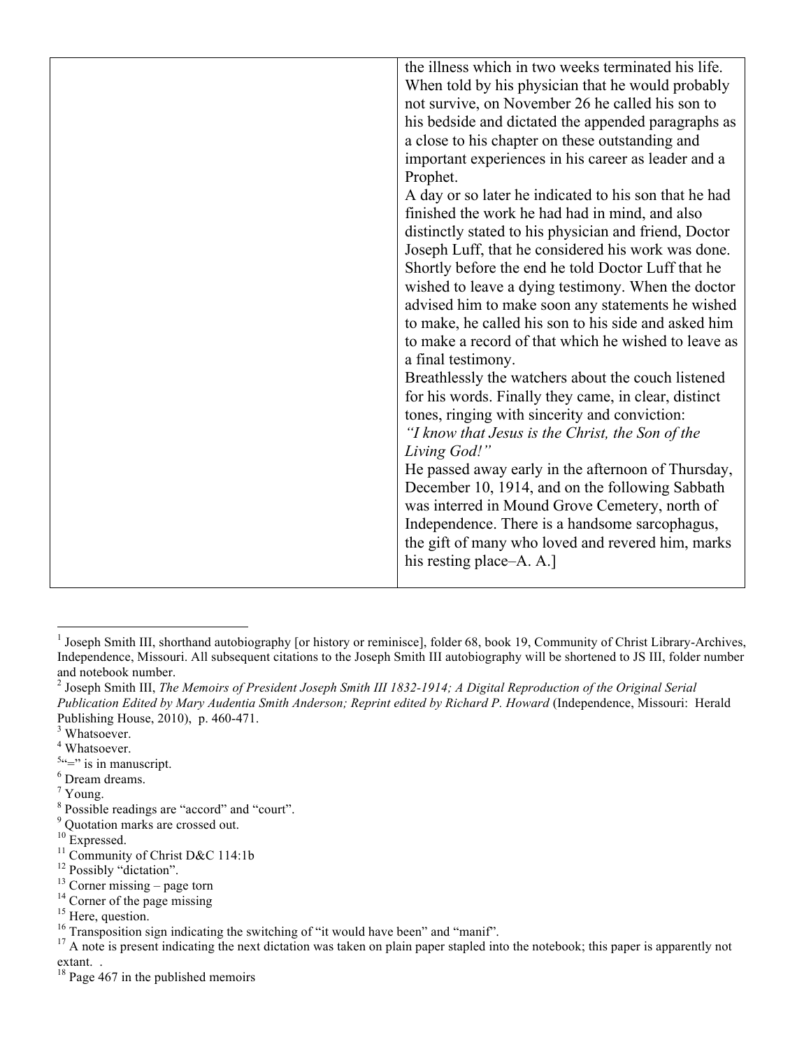| | the illness which in two weeks terminated his life. When told by his physician that he would probably not survive, on November 26 he called his son to his bedside and dictated the appended paragraphs as a close to his chapter on these outstanding and important experiences in his career as leader and a Prophet.<br>A day or so later he indicated to his son that he had finished the work he had had in mind, and also distinctly stated to his physician and friend, Doctor Joseph Luff, that he considered his work was done. Shortly before the end he told Doctor Luff that he wished to leave a dying testimony. When the doctor advised him to make soon any statements he wished to make, he called his son to his side and asked him to make a record of that which he wished to leave as a final testimony.<br>Breathlessly the watchers about the couch listened for his words. Finally they came, in clear, distinct tones, ringing with sincerity and conviction:<br>*"I know that Jesus is the Christ, the Son of the Living God!"*<br>He passed away early in the afternoon of Thursday, December 10, 1914, and on the following Sabbath was interred in Mound Grove Cemetery, north of Independence. There is a handsome sarcophagus, the gift of many who loved and revered him, marks his resting place–A. A.] |
|---|---|

---

[1] Joseph Smith III, shorthand autobiography [or history or reminisce], folder 68, book 19, Community of Christ Library-Archives, Independence, Missouri. All subsequent citations to the Joseph Smith III autobiography will be shortened to JS III, folder number and notebook number.

[2] Joseph Smith III, *The Memoirs of President Joseph Smith III 1832-1914; A Digital Reproduction of the Original Serial Publication Edited by Mary Audentia Smith Anderson; Reprint edited by Richard P. Howard* (Independence, Missouri: Herald Publishing House, 2010), p. 460-471.

[3] Whatsoever.

[4] Whatsoever.

[5] "=" is in manuscript.

[6] Dream dreams.

[7] Young.

[8] Possible readings are "accord" and "court".

[9] Quotation marks are crossed out.

[10] Expressed.

[11] Community of Christ D&C 114:1b

[12] Possibly "dictation".

[13] Corner missing – page torn

[14] Corner of the page missing

[15] Here, question.

[16] Transposition sign indicating the switching of "it would have been" and "manif".

[17] A note is present indicating the next dictation was taken on plain paper stapled into the notebook; this paper is apparently not extant. .

[18] Page 467 in the published memoirs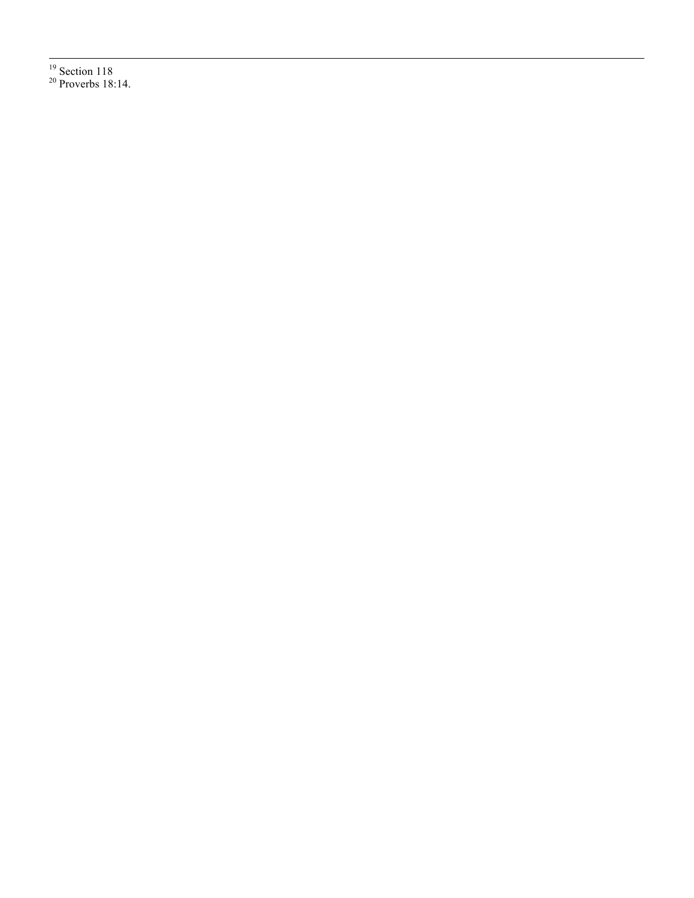[19] Section 118

[20] Proverbs 18:14.